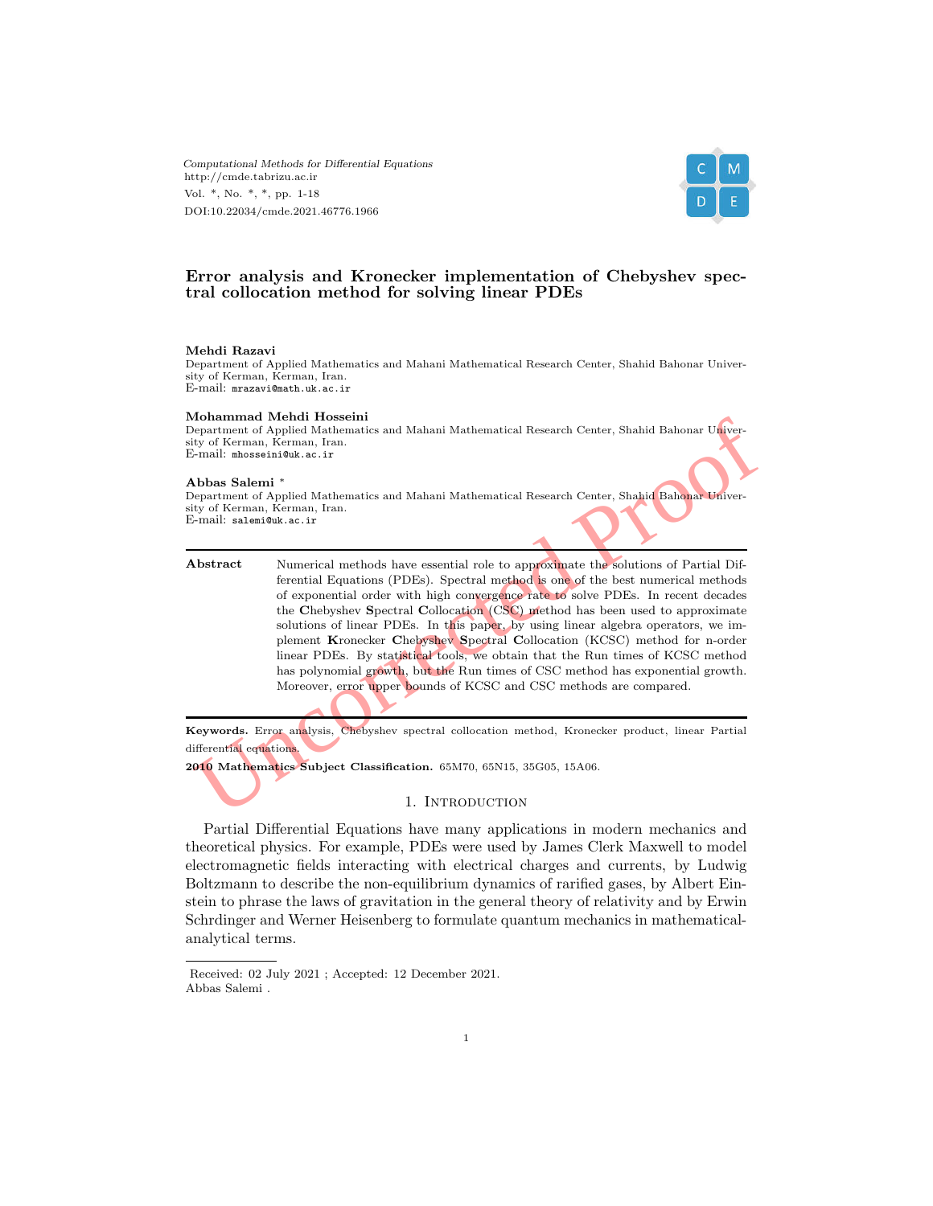# Error analysis and Kronecker implementation of Chebyshev spectral collocation method for solving linear PDEs

**Mehdi Razavi**
Department of Applied Mathematics and Mahani Mathematical Research Center, Shahid Bahonar University of Kerman, Kerman, Iran.
E-mail: mrazavi@math.uk.ac.ir

**Mohammad Mehdi Hosseini**
Department of Applied Mathematics and Mahani Mathematical Research Center, Shahid Bahonar University of Kerman, Kerman, Iran.
E-mail: mhosseini@uk.ac.ir

**Abbas Salemi** *
Department of Applied Mathematics and Mahani Mathematical Research Center, Shahid Bahonar University of Kerman, Kerman, Iran.
E-mail: salemi@uk.ac.ir

---

**Abstract** Numerical methods have essential role to approximate the solutions of Partial Differential Equations (PDEs). Spectral method is one of the best numerical methods of exponential order with high convergence rate to solve PDEs. In recent decades the **C**hebyshev **S**pectral **C**ollocation (CSC) method has been used to approximate solutions of linear PDEs. In this paper, by using linear algebra operators, we implement **K**ronecker **C**hebyshev **S**pectral **C**ollocation (KCSC) method for n-order linear PDEs. By statistical tools, we obtain that the Run times of KCSC method has polynomial growth, but the Run times of CSC method has exponential growth. Moreover, error upper bounds of KCSC and CSC methods are compared.

---

**Keywords.** Error analysis, Chebyshev spectral collocation method, Kronecker product, linear Partial differential equations.

**2010 Mathematics Subject Classification.** 65M70, 65N15, 35G05, 15A06.

## 1. Introduction

Partial Differential Equations have many applications in modern mechanics and theoretical physics. For example, PDEs were used by James Clerk Maxwell to model electromagnetic fields interacting with electrical charges and currents, by Ludwig Boltzmann to describe the non-equilibrium dynamics of rarified gases, by Albert Einstein to phrase the laws of gravitation in the general theory of relativity and by Erwin Schrdinger and Werner Heisenberg to formulate quantum mechanics in mathematical-analytical terms.

---

Received: 02 July 2021 ; Accepted: 12 December 2021.
Abbas Salemi .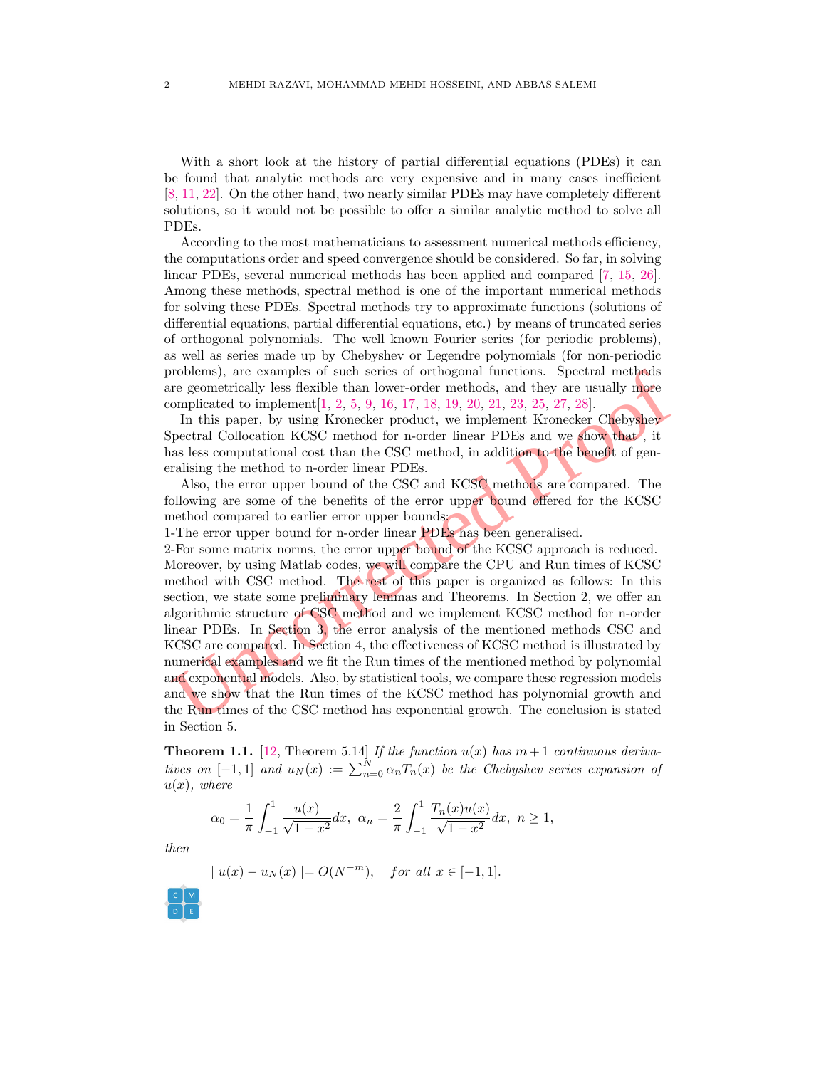With a short look at the history of partial differential equations (PDEs) it can be found that analytic methods are very expensive and in many cases inefficient [8, 11, 22]. On the other hand, two nearly similar PDEs may have completely different solutions, so it would not be possible to offer a similar analytic method to solve all PDEs.

According to the most mathematicians to assessment numerical methods efficiency, the computations order and speed convergence should be considered. So far, in solving linear PDEs, several numerical methods has been applied and compared [7, 15, 26]. Among these methods, spectral method is one of the important numerical methods for solving these PDEs. Spectral methods try to approximate functions (solutions of differential equations, partial differential equations, etc.) by means of truncated series of orthogonal polynomials. The well known Fourier series (for periodic problems), as well as series made up by Chebyshev or Legendre polynomials (for non-periodic problems), are examples of such series of orthogonal functions. Spectral methods are geometrically less flexible than lower-order methods, and they are usually more complicated to implement[1, 2, 5, 9, 16, 17, 18, 19, 20, 21, 23, 25, 27, 28].

In this paper, by using Kronecker product, we implement Kronecker Chebyshev Spectral Collocation KCSC method for n-order linear PDEs and we show that , it has less computational cost than the CSC method, in addition to the benefit of generalising the method to n-order linear PDEs.

Also, the error upper bound of the CSC and KCSC methods are compared. The following are some of the benefits of the error upper bound offered for the KCSC method compared to earlier error upper bounds:
1-The error upper bound for n-order linear PDEs has been generalised.
2-For some matrix norms, the error upper bound of the KCSC approach is reduced.
Moreover, by using Matlab codes, we will compare the CPU and Run times of KCSC method with CSC method. The rest of this paper is organized as follows: In this section, we state some preliminary lemmas and Theorems. In Section 2, we offer an algorithmic structure of CSC method and we implement KCSC method for n-order linear PDEs. In Section 3, the error analysis of the mentioned methods CSC and KCSC are compared. In Section 4, the effectiveness of KCSC method is illustrated by numerical examples and we fit the Run times of the mentioned method by polynomial and exponential models. Also, by statistical tools, we compare these regression models and we show that the Run times of the KCSC method has polynomial growth and the Run times of the CSC method has exponential growth. The conclusion is stated in Section 5.

**Theorem 1.1.** [12, Theorem 5.14] *If the function $u(x)$ has $m+1$ continuous derivatives on $[-1,1]$ and $u_N(x) := \sum_{n=0}^{N} \alpha_n T_n(x)$ be the Chebyshev series expansion of $u(x)$, where*

$$\alpha_0 = \frac{1}{\pi}\int_{-1}^{1} \frac{u(x)}{\sqrt{1-x^2}}dx,\ \alpha_n = \frac{2}{\pi}\int_{-1}^{1} \frac{T_n(x)u(x)}{\sqrt{1-x^2}}dx,\ n \geq 1,$$

*then*

$$\mid u(x) - u_N(x) \mid = O(N^{-m}), \quad for\ all\ x \in [-1,1].$$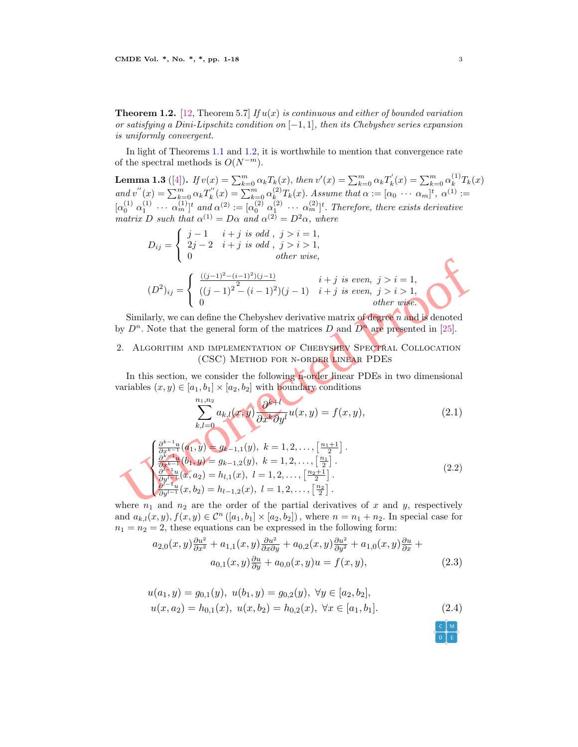**Theorem 1.2.** [12, Theorem 5.7] *If $u(x)$ is continuous and either of bounded variation or satisfying a Dini-Lipschitz condition on $[-1,1]$, then its Chebyshev series expansion is uniformly convergent.*

In light of Theorems 1.1 and 1.2, it is worthwhile to mention that convergence rate of the spectral methods is $O(N^{-m})$.

**Lemma 1.3** ([4]). *If $v(x) = \sum_{k=0}^{m} \alpha_k T_k(x)$, then $v'(x) = \sum_{k=0}^{m} \alpha_k T_k^{'}(x) = \sum_{k=0}^{m} \alpha_k^{(1)} T_k(x)$ and $v^{''}(x) = \sum_{k=0}^{m} \alpha_k T_k^{''}(x) = \sum_{k=0}^{m} \alpha_k^{(2)} T_k(x)$. Assume that $\alpha := [\alpha_0 \ \cdots \ \alpha_m]^t$, $\alpha^{(1)} := [\alpha_0^{(1)} \ \alpha_1^{(1)} \ \cdots \ \alpha_m^{(1)}]^t$ and $\alpha^{(2)} := [\alpha_0^{(2)} \ \alpha_1^{(2)} \ \cdots \ \alpha_m^{(2)}]^t$. Therefore, there exists derivative matrix $D$ such that $\alpha^{(1)} = D\alpha$ and $\alpha^{(2)} = D^2\alpha$, where*

$$D_{ij} = \begin{cases} j-1 & i+j \text{ is odd}, \ j > i = 1, \\ 2j-2 & i+j \text{ is odd}, \ j > i > 1, \\ 0 & \text{other wise}, \end{cases}$$

$$(D^2)_{ij} = \begin{cases} \frac{((j-1)^2-(i-1)^2)(j-1)}{2} & i+j \text{ is even}, \ j > i = 1, \\ ((j-1)^2-(i-1)^2)(j-1) & i+j \text{ is even}, \ j > i > 1, \\ 0 & \text{other wise}. \end{cases}$$

Similarly, we can define the Chebyshev derivative matrix of degree $n$ and is denoted by $D^n$. Note that the general form of the matrices $D$ and $D^n$ are presented in [25].

## 2. Algorithm and implementation of Chebyshev Spectral Collocation (CSC) Method for n-order linear PDEs

In this section, we consider the following n-order linear PDEs in two dimensional variables $(x,y) \in [a_1,b_1] \times [a_2,b_2]$ with boundary conditions

$$\sum_{k,l=0}^{n_1,n_2} a_{k,l}(x,y) \frac{\partial^{k+l}}{\partial x^k \partial y^l} u(x,y) = f(x,y), \tag{2.1}$$

$$\begin{cases} \frac{\partial^{k-1} u}{\partial x^{k-1}}(a_1,y) = g_{k-1,1}(y), \ k = 1,2,\ldots,\left[\frac{n_1+1}{2}\right]. \\ \frac{\partial^{k-1} u}{\partial x^{k-1}}(b_1,y) = g_{k-1,2}(y), \ k = 1,2,\ldots,\left[\frac{n_1}{2}\right]. \\ \frac{\partial^{l-1} u}{\partial y^{l-1}}(x,a_2) = h_{l,1}(x), \ l = 1,2,\ldots,\left[\frac{n_2+1}{2}\right]. \\ \frac{\partial^{l-1} u}{\partial y^{l-1}}(x,b_2) = h_{l-1,2}(x), \ l = 1,2,\ldots,\left[\frac{n_2}{2}\right]. \end{cases} \tag{2.2}$$

where $n_1$ and $n_2$ are the order of the partial derivatives of $x$ and $y$, respectively and $a_{k,l}(x,y), f(x,y) \in \mathcal{C}^n([a_1,b_1] \times [a_2,b_2])$, where $n = n_1 + n_2$. In special case for $n_1 = n_2 = 2$, these equations can be expressed in the following form:

$$a_{2,0}(x,y)\frac{\partial u^2}{\partial x^2} + a_{1,1}(x,y)\frac{\partial u^2}{\partial x \partial y} + a_{0,2}(x,y)\frac{\partial u^2}{\partial y^2} + a_{1,0}(x,y)\frac{\partial u}{\partial x} + a_{0,1}(x,y)\frac{\partial u}{\partial y} + a_{0,0}(x,y)u = f(x,y), \tag{2.3}$$

$$u(a_1,y) = g_{0,1}(y), \ u(b_1,y) = g_{0,2}(y), \ \forall y \in [a_2,b_2], \quad u(x,a_2) = h_{0,1}(x), \ u(x,b_2) = h_{0,2}(x), \ \forall x \in [a_1,b_1]. \tag{2.4}$$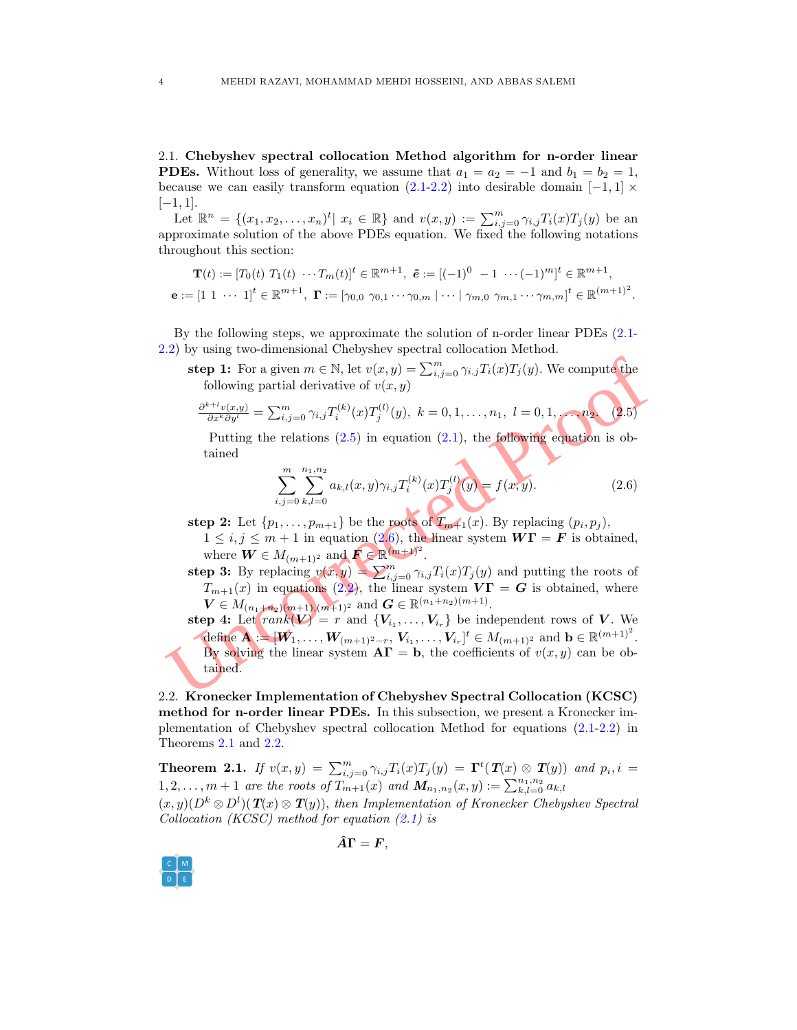2.1. **Chebyshev spectral collocation Method algorithm for n-order linear PDEs.** Without loss of generality, we assume that $a_1 = a_2 = -1$ and $b_1 = b_2 = 1$, because we can easily transform equation (2.1-2.2) into desirable domain $[-1, 1] \times [-1, 1]$.

Let $\mathbb{R}^n = \{(x_1, x_2, \ldots, x_n)^t | \ x_i \in \mathbb{R}\}$ and $v(x, y) := \sum_{i,j=0}^{m} \gamma_{i,j} T_i(x)T_j(y)$ be an approximate solution of the above PDEs equation. We fixed the following notations throughout this section:

$$\mathbf{T}(t) := [T_0(t) \ T_1(t) \ \cdots T_m(t)]^t \in \mathbb{R}^{m+1}, \ \tilde{\boldsymbol{e}} := [(-1)^0 \ -1 \ \cdots (-1)^m]^t \in \mathbb{R}^{m+1},$$
$$\mathbf{e} := [1 \ 1 \ \cdots \ 1]^t \in \mathbb{R}^{m+1}, \ \boldsymbol{\Gamma} := [\gamma_{0,0} \ \gamma_{0,1} \cdots \gamma_{0,m} \mid \cdots \mid \gamma_{m,0} \ \gamma_{m,1} \cdots \gamma_{m,m}]^t \in \mathbb{R}^{(m+1)^2}.$$

By the following steps, we approximate the solution of n-order linear PDEs (2.1-2.2) by using two-dimensional Chebyshev spectral collocation Method.

- **step 1:** For a given $m \in \mathbb{N}$, let $v(x, y) = \sum_{i,j=0}^{m} \gamma_{i,j} T_i(x)T_j(y)$. We compute the following partial derivative of $v(x, y)$

$$\frac{\partial^{k+l} v(x,y)}{\partial x^k \partial y^l} = \sum_{i,j=0}^{m} \gamma_{i,j} T_i^{(k)}(x)T_j^{(l)}(y), \ k = 0, 1, \ldots, n_1, \ l = 0, 1, \ldots, n_2. \quad (2.5)$$

  Putting the relations (2.5) in equation (2.1), the following equation is obtained

$$\sum_{i,j=0}^{m} \sum_{k,l=0}^{n_1,n_2} a_{k,l}(x, y)\gamma_{i,j} T_i^{(k)}(x)T_j^{(l)}(y) = f(x, y). \quad (2.6)$$

- **step 2:** Let $\{p_1, \ldots, p_{m+1}\}$ be the roots of $T_{m+1}(x)$. By replacing $(p_i, p_j)$, $1 \leq i, j \leq m + 1$ in equation (2.6), the linear system $\boldsymbol{W}\boldsymbol{\Gamma} = \boldsymbol{F}$ is obtained, where $\boldsymbol{W} \in M_{(m+1)^2}$ and $\boldsymbol{F} \in \mathbb{R}^{(m+1)^2}$.
- **step 3:** By replacing $v(x, y) = \sum_{i,j=0}^{m} \gamma_{i,j} T_i(x)T_j(y)$ and putting the roots of $T_{m+1}(x)$ in equations (2.2), the linear system $\boldsymbol{V}\boldsymbol{\Gamma} = \boldsymbol{G}$ is obtained, where $\boldsymbol{V} \in M_{(n_1+n_2)(m+1),(m+1)^2}$ and $\boldsymbol{G} \in \mathbb{R}^{(n_1+n_2)(m+1)}$.
- **step 4:** Let $rank(\boldsymbol{V}) = r$ and $\{\boldsymbol{V}_{i_1}, \ldots, \boldsymbol{V}_{i_r}\}$ be independent rows of $\boldsymbol{V}$. We define $\mathbf{A} := [\boldsymbol{W}_1, \ldots, \boldsymbol{W}_{(m+1)^2-r}, \boldsymbol{V}_{i_1}, \ldots, \boldsymbol{V}_{i_r}]^t \in M_{(m+1)^2}$ and $\mathbf{b} \in \mathbb{R}^{(m+1)^2}$. By solving the linear system $\mathbf{A}\boldsymbol{\Gamma} = \mathbf{b}$, the coefficients of $v(x, y)$ can be obtained.

2.2. **Kronecker Implementation of Chebyshev Spectral Collocation (KCSC) method for n-order linear PDEs.** In this subsection, we present a Kronecker implementation of Chebyshev spectral collocation Method for equations (2.1-2.2) in Theorems 2.1 and 2.2.

**Theorem 2.1.** *If $v(x, y) = \sum_{i,j=0}^{m} \gamma_{i,j} T_i(x)T_j(y) = \boldsymbol{\Gamma}^t(\boldsymbol{T}(x) \otimes \boldsymbol{T}(y))$ and $p_i, i = 1, 2, \ldots, m+1$ are the roots of $T_{m+1}(x)$ and $\boldsymbol{M}_{n_1,n_2}(x, y) := \sum_{k,l=0}^{n_1,n_2} a_{k,l}$ $(x, y)(D^k \otimes D^l)(\boldsymbol{T}(x) \otimes \boldsymbol{T}(y))$, then Implementation of Kronecker Chebyshev Spectral Collocation (KCSC) method for equation (2.1) is*

$$\hat{\boldsymbol{A}}\boldsymbol{\Gamma} = \boldsymbol{F},$$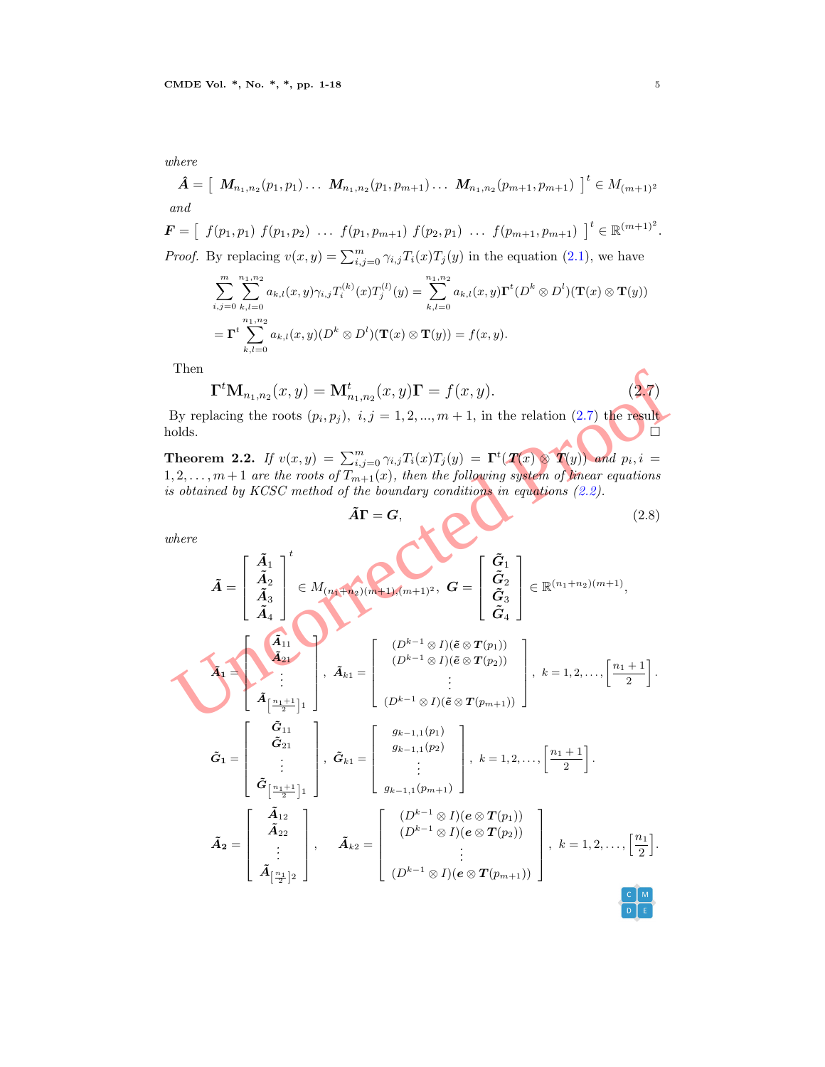*where*

$$\hat{\boldsymbol{A}} = \left[\ \boldsymbol{M}_{n_1,n_2}(p_1,p_1)\ldots\ \boldsymbol{M}_{n_1,n_2}(p_1,p_{m+1})\ldots\ \boldsymbol{M}_{n_1,n_2}(p_{m+1},p_{m+1})\ \right]^t \in M_{(m+1)^2}$$

*and*

$$\boldsymbol{F} = \left[\ f(p_1,p_1)\ f(p_1,p_2)\ \ldots\ f(p_1,p_{m+1})\ f(p_2,p_1)\ \ldots\ f(p_{m+1},p_{m+1})\ \right]^t \in \mathbb{R}^{(m+1)^2}.$$

*Proof.* By replacing $v(x,y) = \sum_{i,j=0}^{m} \gamma_{i,j} T_i(x) T_j(y)$ in the equation (2.1), we have

$$\sum_{i,j=0}^{m} \sum_{k,l=0}^{n_1,n_2} a_{k,l}(x,y)\gamma_{i,j} T_i^{(k)}(x) T_j^{(l)}(y) = \sum_{k,l=0}^{n_1,n_2} a_{k,l}(x,y) \boldsymbol{\Gamma}^t (D^k \otimes D^l)(\mathbf{T}(x) \otimes \mathbf{T}(y))$$

$$= \boldsymbol{\Gamma}^t \sum_{k,l=0}^{n_1,n_2} a_{k,l}(x,y)(D^k \otimes D^l)(\mathbf{T}(x) \otimes \mathbf{T}(y)) = f(x,y).$$

Then

$$\boldsymbol{\Gamma}^t \mathbf{M}_{n_1,n_2}(x,y) = \mathbf{M}_{n_1,n_2}^t(x,y)\boldsymbol{\Gamma} = f(x,y). \tag{2.7}$$

By replacing the roots $(p_i,p_j),\ i,j = 1,2,...,m+1$, in the relation (2.7) the result holds. □

**Theorem 2.2.** *If $v(x,y) = \sum_{i,j=0}^{m} \gamma_{i,j} T_i(x) T_j(y) = \boldsymbol{\Gamma}^t(\boldsymbol{T}(x) \otimes \boldsymbol{T}(y))$ and $p_i, i = 1,2,\ldots,m+1$ are the roots of $T_{m+1}(x)$, then the following system of linear equations is obtained by KCSC method of the boundary conditions in equations (2.2).*

$$\tilde{\boldsymbol{A}}\boldsymbol{\Gamma} = \boldsymbol{G}, \tag{2.8}$$

*where*

$$\tilde{\boldsymbol{A}} = \begin{bmatrix} \tilde{\boldsymbol{A}}_1 \\ \tilde{\boldsymbol{A}}_2 \\ \tilde{\boldsymbol{A}}_3 \\ \tilde{\boldsymbol{A}}_4 \end{bmatrix}^t \in M_{(n_1+n_2)(m+1),(m+1)^2},\ \boldsymbol{G} = \begin{bmatrix} \tilde{\boldsymbol{G}}_1 \\ \tilde{\boldsymbol{G}}_2 \\ \tilde{\boldsymbol{G}}_3 \\ \tilde{\boldsymbol{G}}_4 \end{bmatrix} \in \mathbb{R}^{(n_1+n_2)(m+1)},$$

$$\tilde{\boldsymbol{A}}_{\boldsymbol{1}} = \begin{bmatrix} \tilde{\boldsymbol{A}}_{11} \\ \tilde{\boldsymbol{A}}_{21} \\ \vdots \\ \tilde{\boldsymbol{A}}_{\left[\frac{n_1+1}{2}\right]1} \end{bmatrix},\ \tilde{\boldsymbol{A}}_{k1} = \begin{bmatrix} (D^{k-1} \otimes I)(\tilde{\boldsymbol{e}} \otimes \boldsymbol{T}(p_1)) \\ (D^{k-1} \otimes I)(\tilde{\boldsymbol{e}} \otimes \boldsymbol{T}(p_2)) \\ \vdots \\ (D^{k-1} \otimes I)(\tilde{\boldsymbol{e}} \otimes \boldsymbol{T}(p_{m+1})) \end{bmatrix},\ k = 1,2,\ldots,\left[\frac{n_1+1}{2}\right].$$

$$\tilde{\boldsymbol{G}}_{\boldsymbol{1}} = \begin{bmatrix} \tilde{\boldsymbol{G}}_{11} \\ \tilde{\boldsymbol{G}}_{21} \\ \vdots \\ \tilde{\boldsymbol{G}}_{\left[\frac{n_1+1}{2}\right]1} \end{bmatrix},\ \tilde{\boldsymbol{G}}_{k1} = \begin{bmatrix} g_{k-1,1}(p_1) \\ g_{k-1,1}(p_2) \\ \vdots \\ g_{k-1,1}(p_{m+1}) \end{bmatrix},\ k = 1,2,\ldots,\left[\frac{n_1+1}{2}\right].$$

$$\tilde{\boldsymbol{A}}_{\boldsymbol{2}} = \begin{bmatrix} \tilde{\boldsymbol{A}}_{12} \\ \tilde{\boldsymbol{A}}_{22} \\ \vdots \\ \tilde{\boldsymbol{A}}_{\left[\frac{n_1}{2}\right]2} \end{bmatrix},\quad \tilde{\boldsymbol{A}}_{k2} = \begin{bmatrix} (D^{k-1} \otimes I)(\boldsymbol{e} \otimes \boldsymbol{T}(p_1)) \\ (D^{k-1} \otimes I)(\boldsymbol{e} \otimes \boldsymbol{T}(p_2)) \\ \vdots \\ (D^{k-1} \otimes I)(\boldsymbol{e} \otimes \boldsymbol{T}(p_{m+1})) \end{bmatrix},\ k = 1,2,\ldots,\left[\frac{n_1}{2}\right].$$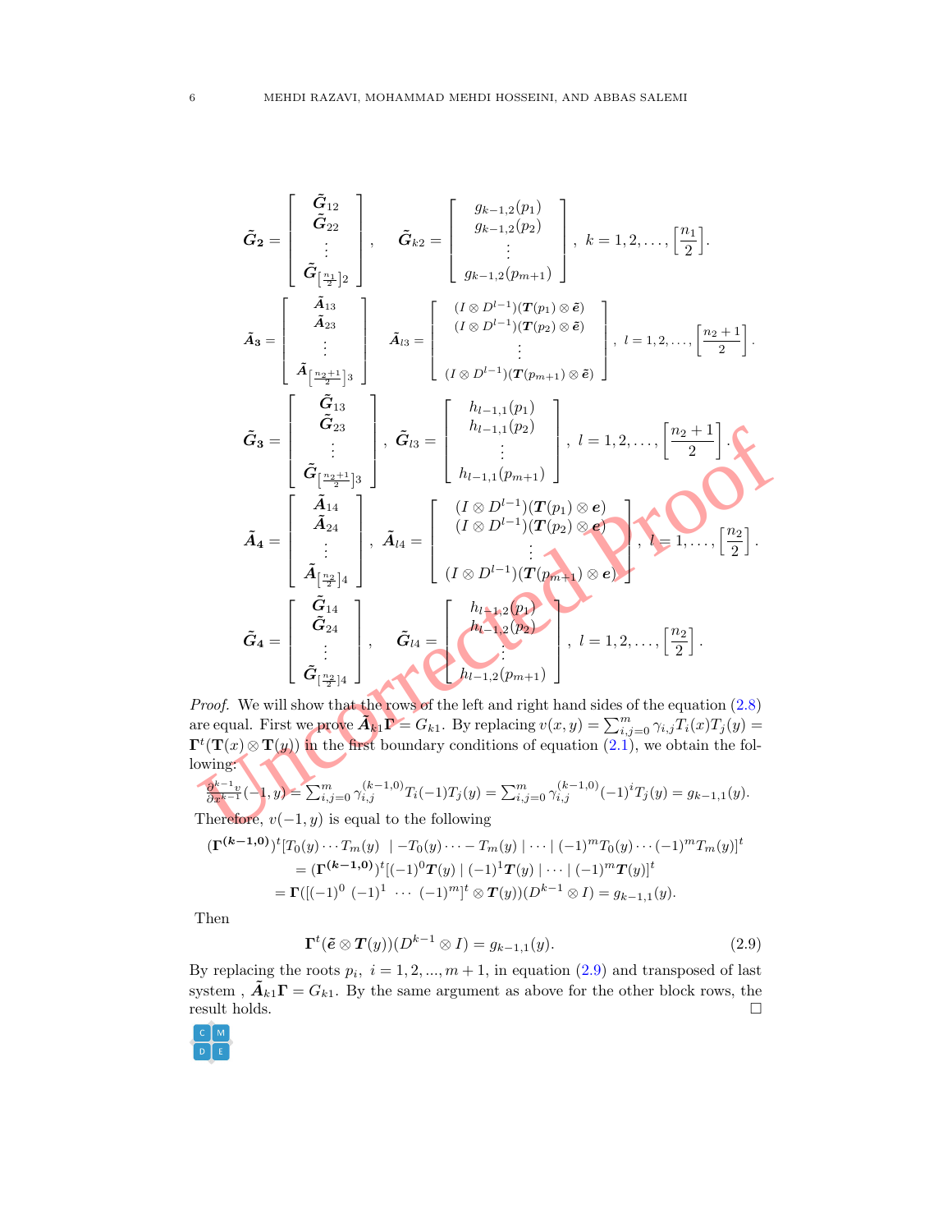$$
\tilde{\boldsymbol{G}}_{\mathbf{2}}=\left[\begin{array}{c}\tilde{\boldsymbol{G}}_{12}\\ \tilde{\boldsymbol{G}}_{22}\\ \vdots\\ \tilde{\boldsymbol{G}}_{[\frac{n_1}{2}]2}\end{array}\right],\quad \tilde{\boldsymbol{G}}_{k2}=\left[\begin{array}{c}g_{k-1,2}(p_1)\\ g_{k-1,2}(p_2)\\ \vdots\\ g_{k-1,2}(p_{m+1})\end{array}\right],\ k=1,2,\ldots,\left[\frac{n_1}{2}\right].
$$

$$
\tilde{\boldsymbol{A}}_{\mathbf{3}}=\left[\begin{array}{c}\tilde{\boldsymbol{A}}_{13}\\ \tilde{\boldsymbol{A}}_{23}\\ \vdots\\ \tilde{\boldsymbol{A}}_{[\frac{n_2+1}{2}]3}\end{array}\right]\quad \tilde{\boldsymbol{A}}_{l3}=\left[\begin{array}{c}(I\otimes D^{l-1})(\boldsymbol{T}(p_1)\otimes\tilde{\boldsymbol{e}})\\ (I\otimes D^{l-1})(\boldsymbol{T}(p_2)\otimes\tilde{\boldsymbol{e}})\\ \vdots\\ (I\otimes D^{l-1})(\boldsymbol{T}(p_{m+1})\otimes\tilde{\boldsymbol{e}})\end{array}\right],\ l=1,2,\ldots,\left[\frac{n_2+1}{2}\right].
$$

$$
\tilde{\boldsymbol{G}}_{\mathbf{3}}=\left[\begin{array}{c}\tilde{\boldsymbol{G}}_{13}\\ \tilde{\boldsymbol{G}}_{23}\\ \vdots\\ \tilde{\boldsymbol{G}}_{[\frac{n_2+1}{2}]3}\end{array}\right],\ \tilde{\boldsymbol{G}}_{l3}=\left[\begin{array}{c}h_{l-1,1}(p_1)\\ h_{l-1,1}(p_2)\\ \vdots\\ h_{l-1,1}(p_{m+1})\end{array}\right],\ l=1,2,\ldots,\left[\frac{n_2+1}{2}\right].
$$

$$
\tilde{\boldsymbol{A}}_{\mathbf{4}}=\left[\begin{array}{c}\tilde{\boldsymbol{A}}_{14}\\ \tilde{\boldsymbol{A}}_{24}\\ \vdots\\ \tilde{\boldsymbol{A}}_{[\frac{n_2}{2}]4}\end{array}\right],\ \tilde{\boldsymbol{A}}_{l4}=\left[\begin{array}{c}(I\otimes D^{l-1})(\boldsymbol{T}(p_1)\otimes\boldsymbol{e})\\ (I\otimes D^{l-1})(\boldsymbol{T}(p_2)\otimes\boldsymbol{e})\\ \vdots\\ (I\otimes D^{l-1})(\boldsymbol{T}(p_{m+1})\otimes\boldsymbol{e})\end{array}\right],\ l=1,\ldots,\left[\frac{n_2}{2}\right].
$$

$$
\tilde{\boldsymbol{G}}_{\mathbf{4}}=\left[\begin{array}{c}\tilde{\boldsymbol{G}}_{14}\\ \tilde{\boldsymbol{G}}_{24}\\ \vdots\\ \tilde{\boldsymbol{G}}_{[\frac{n_2}{2}]4}\end{array}\right],\quad \tilde{\boldsymbol{G}}_{l4}=\left[\begin{array}{c}h_{l-1,2}(p_1)\\ h_{l-1,2}(p_2)\\ \vdots\\ h_{l-1,2}(p_{m+1})\end{array}\right],\ l=1,2,\ldots,\left[\frac{n_2}{2}\right].
$$

*Proof.* We will show that the rows of the left and right hand sides of the equation (2.8) are equal. First we prove $\tilde{\boldsymbol{A}}_{k1}\boldsymbol{\Gamma}=G_{k1}$. By replacing $v(x,y)=\sum_{i,j=0}^{m}\gamma_{i,j}T_i(x)T_j(y)=\boldsymbol{\Gamma}^t(\mathbf{T}(x)\otimes\mathbf{T}(y))$ in the first boundary conditions of equation (2.1), we obtain the following:

$\frac{\partial^{k-1}v}{\partial x^{k-1}}(-1,y)=\sum_{i,j=0}^{m}\gamma_{i,j}^{(k-1,0)}T_i(-1)T_j(y)=\sum_{i,j=0}^{m}\gamma_{i,j}^{(k-1,0)}(-1)^iT_j(y)=g_{k-1,1}(y).$

Therefore, $v(-1,y)$ is equal to the following

$$
\begin{aligned}
(\boldsymbol{\Gamma}^{(\boldsymbol{k-1,0})})^t&[T_0(y)\cdots T_m(y)\ \mid -T_0(y)\cdots-T_m(y)\mid\cdots\mid(-1)^mT_0(y)\cdots(-1)^mT_m(y)]^t\\
&=(\boldsymbol{\Gamma}^{(\boldsymbol{k-1,0})})^t[(-1)^0\boldsymbol{T}(y)\mid(-1)^1\boldsymbol{T}(y)\mid\cdots\mid(-1)^m\boldsymbol{T}(y)]^t\\
&=\boldsymbol{\Gamma}([(-1)^0\ (-1)^1\ \cdots\ (-1)^m]^t\otimes\boldsymbol{T}(y))(D^{k-1}\otimes I)=g_{k-1,1}(y).
\end{aligned}
$$

Then

$$
\boldsymbol{\Gamma}^t(\tilde{\boldsymbol{e}}\otimes\boldsymbol{T}(y))(D^{k-1}\otimes I)=g_{k-1,1}(y). \tag{2.9}
$$

By replacing the roots $p_i,\ i=1,2,...,m+1$, in equation (2.9) and transposed of last system , $\tilde{\boldsymbol{A}}_{k1}\boldsymbol{\Gamma}=G_{k1}$. By the same argument as above for the other block rows, the result holds. $\square$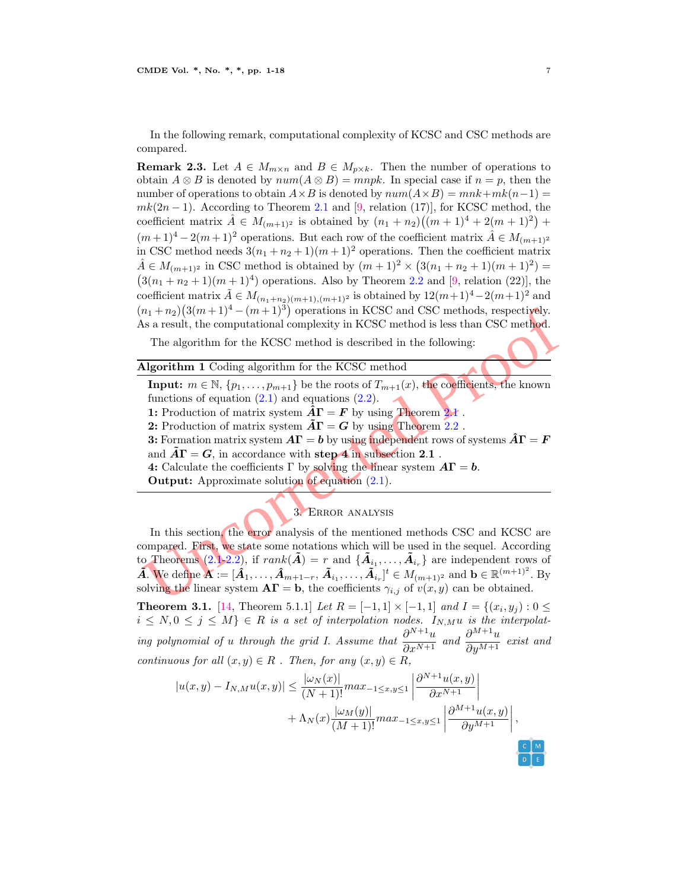In the following remark, computational complexity of KCSC and CSC methods are compared.

**Remark 2.3.** Let $A \in M_{m\times n}$ and $B \in M_{p\times k}$. Then the number of operations to obtain $A \otimes B$ is denoted by $num(A \otimes B) = mnpk$. In special case if $n = p$, then the number of operations to obtain $A \times B$ is denoted by $num(A \times B) = mnk + mk(n-1) = mk(2n-1)$. According to Theorem 2.1 and [9, relation (17)], for KCSC method, the coefficient matrix $\hat{A} \in M_{(m+1)^2}$ is obtained by $(n_1+n_2)\big((m+1)^4 + 2(m+1)^2\big) + (m+1)^4 - 2(m+1)^2$ operations. But each row of the coefficient matrix $\hat{A} \in M_{(m+1)^2}$ in CSC method needs $3(n_1+n_2+1)(m+1)^2$ operations. Then the coefficient matrix $\hat{A} \in M_{(m+1)^2}$ in CSC method is obtained by $(m+1)^2 \times \big(3(n_1+n_2+1)(m+1)^2\big) = \big(3(n_1+n_2+1)(m+1)^4\big)$ operations. Also by Theorem 2.2 and [9, relation (22)], the coefficient matrix $\tilde{A} \in M_{(n_1+n_2)(m+1),(m+1)^2}$ is obtained by $12(m+1)^4 - 2(m+1)^2$ and $(n_1+n_2)\big(3(m+1)^4 - (m+1)^3\big)$ operations in KCSC and CSC methods, respectively. As a result, the computational complexity in KCSC method is less than CSC method.

The algorithm for the KCSC method is described in the following:

---

**Algorithm 1** Coding algorithm for the KCSC method

---

**Input:** $m \in \mathbb{N}$, $\{p_1, \dots, p_{m+1}\}$ be the roots of $T_{m+1}(x)$, the coefficients, the known functions of equation (2.1) and equations (2.2).

**1:** Production of matrix system $\hat{\boldsymbol{A}}\boldsymbol{\Gamma} = \boldsymbol{F}$ by using Theorem 2.1 .

**2:** Production of matrix system $\tilde{\boldsymbol{A}}\boldsymbol{\Gamma} = \boldsymbol{G}$ by using Theorem 2.2 .

**3:** Formation matrix system $\boldsymbol{A}\boldsymbol{\Gamma} = \boldsymbol{b}$ by using independent rows of systems $\hat{\boldsymbol{A}}\boldsymbol{\Gamma} = \boldsymbol{F}$ and $\tilde{\boldsymbol{A}}\boldsymbol{\Gamma} = \boldsymbol{G}$, in accordance with **step 4** in subsection **2.1** .

**4:** Calculate the coefficients $\Gamma$ by solving the linear system $\boldsymbol{A}\boldsymbol{\Gamma} = \boldsymbol{b}$.

**Output:** Approximate solution of equation (2.1).

---

## 3. Error analysis

In this section, the error analysis of the mentioned methods CSC and KCSC are compared. First, we state some notations which will be used in the sequel. According to Theorems (2.1-2.2), if $rank(\tilde{\boldsymbol{A}}) = r$ and $\{\tilde{\boldsymbol{A}}_{i_1}, \dots, \tilde{\boldsymbol{A}}_{i_r}\}$ are independent rows of $\tilde{\boldsymbol{A}}$. We define $\mathbf{A} := [\hat{\boldsymbol{A}}_1, \dots, \hat{\boldsymbol{A}}_{m+1-r}, \tilde{\boldsymbol{A}}_{i_1}, \dots, \tilde{\boldsymbol{A}}_{i_r}]^t \in M_{(m+1)^2}$ and $\mathbf{b} \in \mathbb{R}^{(m+1)^2}$. By solving the linear system $\mathbf{A\Gamma} = \mathbf{b}$, the coefficients $\gamma_{i,j}$ of $v(x,y)$ can be obtained.

**Theorem 3.1.** [14, Theorem 5.1.1] *Let $R = [-1,1] \times [-1,1]$ and $I = \{(x_i, y_j) : 0 \leq i \leq N, 0 \leq j \leq M\} \in R$ is a set of interpolation nodes. $I_{N,M}u$ is the interpolating polynomial of $u$ through the grid $I$. Assume that $\dfrac{\partial^{N+1}u}{\partial x^{N+1}}$ and $\dfrac{\partial^{M+1}u}{\partial y^{M+1}}$ exist and continuous for all $(x,y) \in R$ . Then, for any $(x,y) \in R$,*

$$
\begin{aligned}
|u(x,y) - I_{N,M}u(x,y)| \leq \frac{|\omega_N(x)|}{(N+1)!} max_{-1\leq x,y\leq 1} \left| \frac{\partial^{N+1}u(x,y)}{\partial x^{N+1}} \right| \\
+ \Lambda_N(x) \frac{|\omega_M(y)|}{(M+1)!} max_{-1\leq x,y\leq 1} \left| \frac{\partial^{M+1}u(x,y)}{\partial y^{M+1}} \right|,
\end{aligned}
$$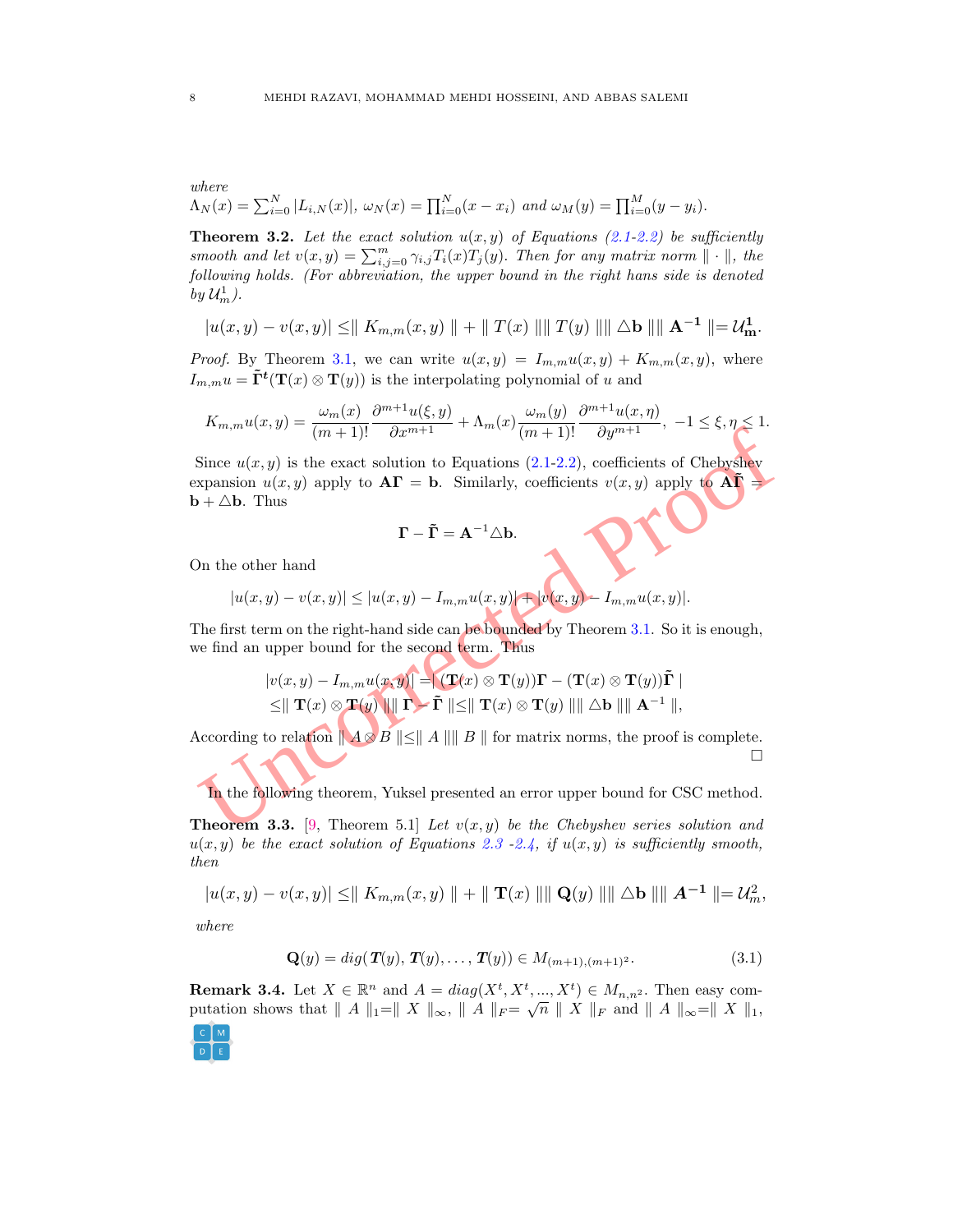*where*
$\Lambda_N(x) = \sum_{i=0}^{N} |L_{i,N}(x)|$, $\omega_N(x) = \prod_{i=0}^{N}(x - x_i)$ *and* $\omega_M(y) = \prod_{i=0}^{M}(y - y_i)$.

**Theorem 3.2.** *Let the exact solution $u(x, y)$ of Equations (2.1-2.2) be sufficiently smooth and let $v(x, y) = \sum_{i,j=0}^{m} \gamma_{i,j} T_i(x)T_j(y)$. Then for any matrix norm $\| \cdot \|$, the following holds. (For abbreviation, the upper bound in the right hans side is denoted by $\mathcal{U}_m^1$).*

$$|u(x, y) - v(x, y)| \leq \| K_{m,m}(x, y) \| + \| T(x) \| \| T(y) \| \| \triangle \mathbf{b} \| \| \mathbf{A^{-1}} \| = \mathcal{U}_\mathbf{m}^\mathbf{1}.$$

*Proof.* By Theorem 3.1, we can write $u(x, y) = I_{m,m}u(x, y) + K_{m,m}(x, y)$, where $I_{m,m}u = \mathbf{\tilde{\Gamma}^t}(\mathbf{T}(x) \otimes \mathbf{T}(y))$ is the interpolating polynomial of $u$ and

$$K_{m,m}u(x, y) = \frac{\omega_m(x)}{(m+1)!}\frac{\partial^{m+1}u(\xi, y)}{\partial x^{m+1}} + \Lambda_m(x)\frac{\omega_m(y)}{(m+1)!}\frac{\partial^{m+1}u(x, \eta)}{\partial y^{m+1}}, \ -1 \leq \xi, \eta \leq 1.$$

Since $u(x, y)$ is the exact solution to Equations (2.1-2.2), coefficients of Chebyshev expansion $u(x, y)$ apply to $\mathbf{A\Gamma} = \mathbf{b}$. Similarly, coefficients $v(x, y)$ apply to $\mathbf{A\tilde{\Gamma}} = \mathbf{b} + \triangle \mathbf{b}$. Thus

$$\mathbf{\Gamma} - \mathbf{\tilde{\Gamma}} = \mathbf{A}^{-1}\triangle \mathbf{b}.$$

On the other hand

$$|u(x, y) - v(x, y)| \leq |u(x, y) - I_{m,m}u(x, y)| + |v(x, y) - I_{m,m}u(x, y)|.$$

The first term on the right-hand side can be bounded by Theorem 3.1. So it is enough, we find an upper bound for the second term. Thus

$$\begin{aligned} |v(x, y) - I_{m,m}u(x, y)| &= | (\mathbf{T}(x) \otimes \mathbf{T}(y))\mathbf{\Gamma} - (\mathbf{T}(x) \otimes \mathbf{T}(y))\mathbf{\tilde{\Gamma}} | \\ &\leq \| \mathbf{T}(x) \otimes \mathbf{T}(y) \| \| \mathbf{\Gamma} - \mathbf{\tilde{\Gamma}} \| \leq \| \mathbf{T}(x) \otimes \mathbf{T}(y) \| \| \triangle \mathbf{b} \| \| \mathbf{A}^{-1} \|, \end{aligned}$$

According to relation $\| A \otimes B \| \leq \| A \| \| B \|$ for matrix norms, the proof is complete. □

In the following theorem, Yuksel presented an error upper bound for CSC method.

**Theorem 3.3.** [9, Theorem 5.1] *Let $v(x, y)$ be the Chebyshev series solution and $u(x, y)$ be the exact solution of Equations 2.3 -2.4, if $u(x, y)$ is sufficiently smooth, then*

$$|u(x, y) - v(x, y)| \leq \| K_{m,m}(x, y) \| + \| \mathbf{T}(x) \| \| \mathbf{Q}(y) \| \| \triangle \mathbf{b} \| \| \mathbf{A^{-1}} \| = \mathcal{U}_m^2,$$

*where*

$$\mathbf{Q}(y) = dig(\boldsymbol{T}(y), \boldsymbol{T}(y), \ldots, \boldsymbol{T}(y)) \in M_{(m+1),(m+1)^2}. \tag{3.1}$$

**Remark 3.4.** Let $X \in \mathbb{R}^n$ and $A = diag(X^t, X^t, ..., X^t) \in M_{n,n^2}$. Then easy computation shows that $\| A \|_1 = \| X \|_\infty$, $\| A \|_F = \sqrt{n} \| X \|_F$ and $\| A \|_\infty = \| X \|_1$,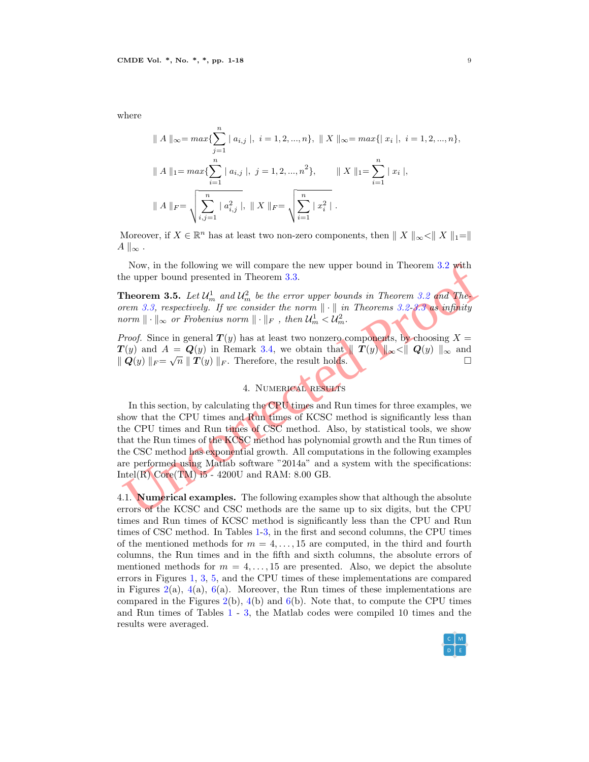where

$$\| A \|_\infty = max\{\sum_{j=1}^{n} | a_{i,j} |,\ i=1,2,...,n\},\ \| X \|_\infty = max\{| x_i |,\ i=1,2,...,n\},$$

$$\| A \|_1 = max\{\sum_{i=1}^{n} | a_{i,j} |,\ j=1,2,...,n^2\}, \qquad \| X \|_1 = \sum_{i=1}^{n} | x_i |,$$

$$\| A \|_F = \sqrt{\sum_{i,j=1}^{n} | a_{i,j}^2 |},\ \| X \|_F = \sqrt{\sum_{i=1}^{n} | x_i^2 |}.$$

Moreover, if $X \in \mathbb{R}^n$ has at least two non-zero components, then $\| X \|_\infty < \| X \|_1 = \| A \|_\infty$.

Now, in the following we will compare the new upper bound in Theorem 3.2 with the upper bound presented in Theorem 3.3.

**Theorem 3.5.** *Let $\mathcal{U}_m^1$ and $\mathcal{U}_m^2$ be the error upper bounds in Theorem 3.2 and Theorem 3.3, respectively. If we consider the norm $\| \cdot \|$ in Theorems 3.2-3.3 as infinity norm $\| \cdot \|_\infty$ or Frobenius norm $\| \cdot \|_F$ , then $\mathcal{U}_m^1 < \mathcal{U}_m^2$.*

*Proof.* Since in general $\boldsymbol{T}(y)$ has at least two nonzero components, by choosing $X = \boldsymbol{T}(y)$ and $A = \boldsymbol{Q}(y)$ in Remark 3.4, we obtain that $\| \boldsymbol{T}(y) \|_\infty < \| \boldsymbol{Q}(y) \|_\infty$ and $\| \boldsymbol{Q}(y) \|_F = \sqrt{n} \| \boldsymbol{T}(y) \|_F$. Therefore, the result holds. □

## 4. Numerical results

In this section, by calculating the CPU times and Run times for three examples, we show that the CPU times and Run times of KCSC method is significantly less than the CPU times and Run times of CSC method. Also, by statistical tools, we show that the Run times of the KCSC method has polynomial growth and the Run times of the CSC method has exponential growth. All computations in the following examples are performed using Matlab software "2014a" and a system with the specifications: Intel(R) Core(TM) i5 - 4200U and RAM: 8.00 GB.

4.1. **Numerical examples.** The following examples show that although the absolute errors of the KCSC and CSC methods are the same up to six digits, but the CPU times and Run times of KCSC method is significantly less than the CPU and Run times of CSC method. In Tables 1-3, in the first and second columns, the CPU times of the mentioned methods for $m = 4, \dots, 15$ are computed, in the third and fourth columns, the Run times and in the fifth and sixth columns, the absolute errors of mentioned methods for $m = 4, \dots, 15$ are presented. Also, we depict the absolute errors in Figures 1, 3, 5, and the CPU times of these implementations are compared in Figures 2(a), 4(a), 6(a). Moreover, the Run times of these implementations are compared in the Figures 2(b), 4(b) and 6(b). Note that, to compute the CPU times and Run times of Tables 1 - 3, the Matlab codes were compiled 10 times and the results were averaged.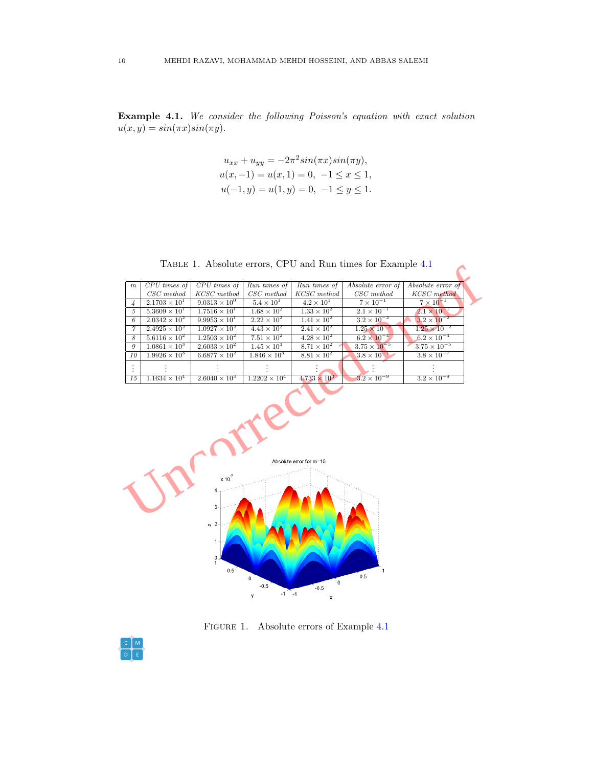**Example 4.1.** *We consider the following Poisson's equation with exact solution $u(x,y) = sin(\pi x)sin(\pi y)$.*

$$u_{xx} + u_{yy} = -2\pi^2 sin(\pi x)sin(\pi y),$$
$$u(x,-1) = u(x,1) = 0, \ -1 \leq x \leq 1,$$
$$u(-1,y) = u(1,y) = 0, \ -1 \leq y \leq 1.$$

TABLE 1. Absolute errors, CPU and Run times for Example 4.1

| *m* | *CPU times of CSC method* | *CPU times of KCSC method* | *Run times of CSC method* | *Run times of KCSC method* | *Absolute error of CSC method* | *Absolute error of KCSC method* |
|---|---|---|---|---|---|---|
| *4* | $2.1703 \times 10^1$ | $9.0313 \times 10^0$ | $5.4 \times 10^1$ | $4.2 \times 10^1$ | $7 \times 10^{-1}$ | $7 \times 10^{-1}$ |
| *5* | $5.3609 \times 10^1$ | $1.7516 \times 10^1$ | $1.68 \times 10^2$ | $1.33 \times 10^2$ | $2.1 \times 10^{-1}$ | $2.1 \times 10^{-1}$ |
| *6* | $2.0342 \times 10^2$ | $9.9953 \times 10^1$ | $2.22 \times 10^2$ | $1.41 \times 10^2$ | $3.2 \times 10^{-2}$ | $3.2 \times 10^{-2}$ |
| *7* | $2.4925 \times 10^2$ | $1.0927 \times 10^2$ | $4.43 \times 10^2$ | $2.41 \times 10^2$ | $1.25 \times 10^{-2}$ | $1.25 \times 10^{-2}$ |
| *8* | $5.6116 \times 10^2$ | $1.2503 \times 10^2$ | $7.51 \times 10^2$ | $4.28 \times 10^2$ | $6.2 \times 10^{-4}$ | $6.2 \times 10^{-4}$ |
| *9* | $1.0861 \times 10^3$ | $2.6033 \times 10^2$ | $1.45 \times 10^3$ | $8.71 \times 10^2$ | $3.75 \times 10^{-5}$ | $3.75 \times 10^{-5}$ |
| *10* | $1.9926 \times 10^3$ | $6.6877 \times 10^2$ | $1.846 \times 10^3$ | $8.81 \times 10^2$ | $3.8 \times 10^{-7}$ | $3.8 \times 10^{-7}$ |
| ⋮ | ⋮ | ⋮ | ⋮ | ⋮ | ⋮ | ⋮ |
| *15* | $1.1634 \times 10^4$ | $2.6040 \times 10^3$ | $1.2202 \times 10^4$ | $4.733 \times 10^3$ | $3.2 \times 10^{-9}$ | $3.2 \times 10^{-9}$ |

Absolute error for m=15

x 10^-9

4
3
2
1
0

z

1
0.5
0
-0.5
-1

y

-1
-0.5
0
0.5
1

x

FIGURE 1. Absolute errors of Example 4.1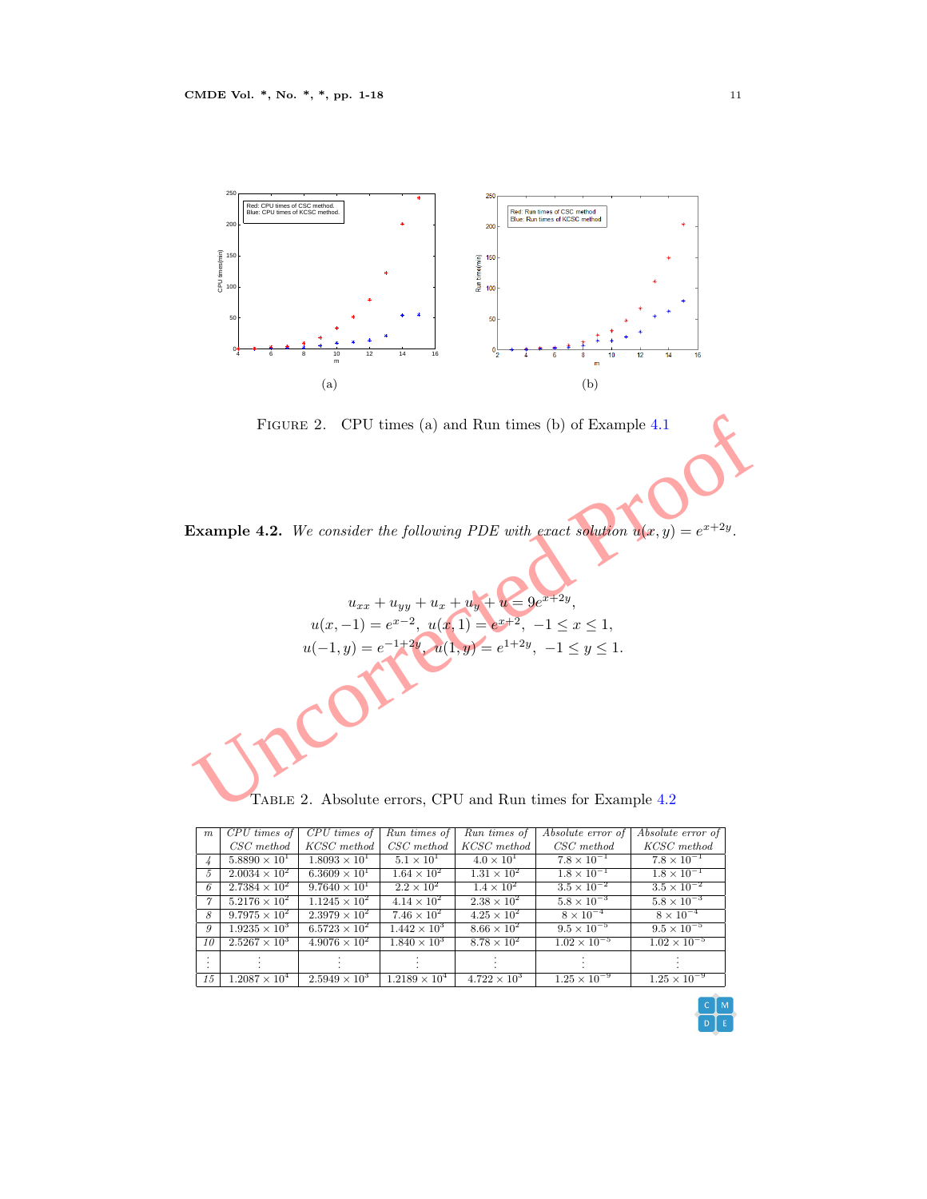Red: CPU times of CSC method.
Blue: CPU times of KCSC method.

CPU times(min)

m

(a)

Red: Run times of CSC method
Blue: Run times of KCSC method

Run times(min)

m

(b)

Figure 2. CPU times (a) and Run times (b) of Example 4.1

**Example 4.2.** *We consider the following PDE with exact solution* $u(x, y) = e^{x+2y}$.

$$
\begin{aligned}
u_{xx} + u_{yy} + u_x + u_y + u &= 9e^{x+2y}, \\
u(x, -1) = e^{x-2},\ u(x, 1) &= e^{x+2},\ -1 \leq x \leq 1, \\
u(-1, y) = e^{-1+2y},\ u(1, y) &= e^{1+2y},\ -1 \leq y \leq 1.
\end{aligned}
$$

Table 2. Absolute errors, CPU and Run times for Example 4.2

| $m$ | *CPU times of CSC method* | *CPU times of KCSC method* | *Run times of CSC method* | *Run times of KCSC method* | *Absolute error of CSC method* | *Absolute error of KCSC method* |
|---|---|---|---|---|---|---|
| *4* | $5.8890 \times 10^1$ | $1.8093 \times 10^1$ | $5.1 \times 10^1$ | $4.0 \times 10^1$ | $7.8 \times 10^{-1}$ | $7.8 \times 10^{-1}$ |
| *5* | $2.0034 \times 10^2$ | $6.3609 \times 10^1$ | $1.64 \times 10^2$ | $1.31 \times 10^2$ | $1.8 \times 10^{-1}$ | $1.8 \times 10^{-1}$ |
| *6* | $2.7384 \times 10^2$ | $9.7640 \times 10^1$ | $2.2 \times 10^2$ | $1.4 \times 10^2$ | $3.5 \times 10^{-2}$ | $3.5 \times 10^{-2}$ |
| *7* | $5.2176 \times 10^2$ | $1.1245 \times 10^2$ | $4.14 \times 10^2$ | $2.38 \times 10^2$ | $5.8 \times 10^{-3}$ | $5.8 \times 10^{-3}$ |
| *8* | $9.7975 \times 10^2$ | $2.3979 \times 10^2$ | $7.46 \times 10^2$ | $4.25 \times 10^2$ | $8 \times 10^{-4}$ | $8 \times 10^{-4}$ |
| *9* | $1.9235 \times 10^3$ | $6.5723 \times 10^2$ | $1.442 \times 10^3$ | $8.66 \times 10^2$ | $9.5 \times 10^{-5}$ | $9.5 \times 10^{-5}$ |
| *10* | $2.5267 \times 10^3$ | $4.9076 \times 10^2$ | $1.840 \times 10^3$ | $8.78 \times 10^2$ | $1.02 \times 10^{-5}$ | $1.02 \times 10^{-5}$ |
| ⋮ | ⋮ | ⋮ | ⋮ | ⋮ | ⋮ | ⋮ |
| *15* | $1.2087 \times 10^4$ | $2.5949 \times 10^3$ | $1.2189 \times 10^4$ | $4.722 \times 10^3$ | $1.25 \times 10^{-9}$ | $1.25 \times 10^{-9}$ |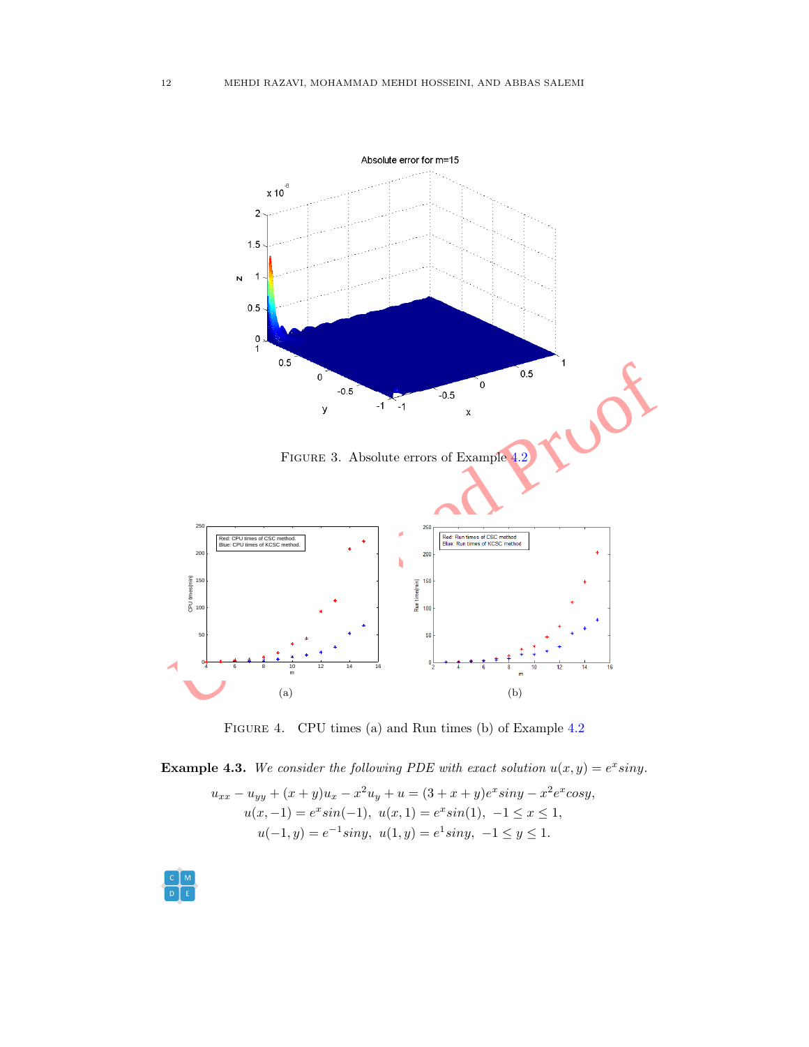Absolute error for m=15

x 10^-8

2

1.5

z 1

0.5

0

1

0.5

0

-0.5

y

-1 -1

-0.5

0

x

0.5

1

FIGURE 3. Absolute errors of Example 4.2

Red: CPU times of CSC method.
Blue: CPU times of KCSC method.

CPU times(min)

250

200

150

100

50

0

4 6 8 10 12 14 16

m

(a)

Red: Run times of CSC method
Blue: Run times of KCSC method

Run time(min)

250

200

150

100

50

0

2 4 6 8 10 12 14 16

m

(b)

FIGURE 4. CPU times (a) and Run times (b) of Example 4.2

**Example 4.3.** *We consider the following PDE with exact solution $u(x, y) = e^x siny$.*

$$u_{xx} - u_{yy} + (x + y)u_x - x^2u_y + u = (3 + x + y)e^x siny - x^2e^x cosy,$$
$$u(x, -1) = e^x sin(-1),\ u(x, 1) = e^x sin(1),\ -1 \leq x \leq 1,$$
$$u(-1, y) = e^{-1} siny,\ u(1, y) = e^1 siny,\ -1 \leq y \leq 1.$$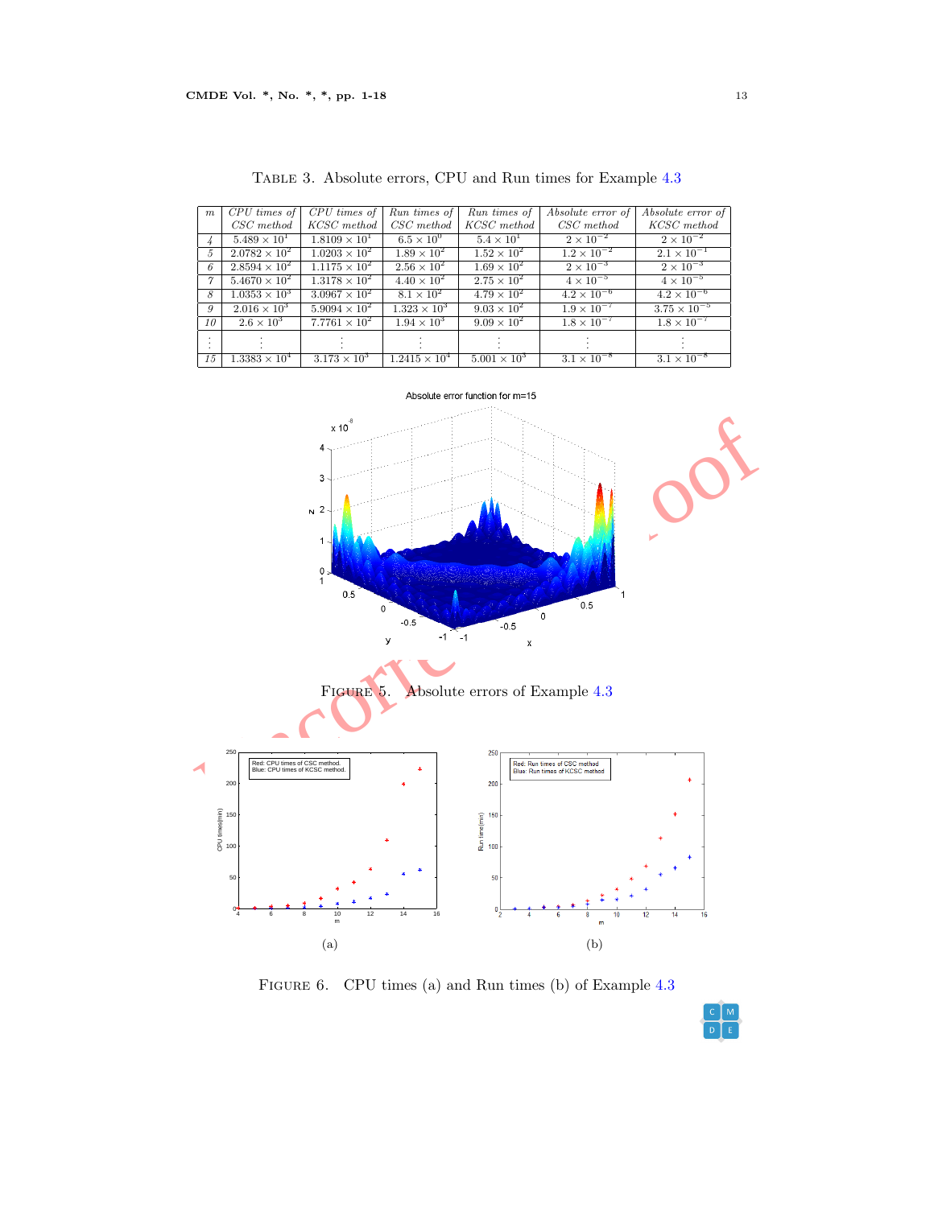TABLE 3. Absolute errors, CPU and Run times for Example 4.3

| $m$ | *CPU times of CSC method* | *CPU times of KCSC method* | *Run times of CSC method* | *Run times of KCSC method* | *Absolute error of CSC method* | *Absolute error of KCSC method* |
|---|---|---|---|---|---|---|
| *4* | $5.489 \times 10^{1}$ | $1.8109 \times 10^{1}$ | $6.5 \times 10^{0}$ | $5.4 \times 10^{1}$ | $2 \times 10^{-2}$ | $2 \times 10^{-2}$ |
| *5* | $2.0782 \times 10^{2}$ | $1.0203 \times 10^{2}$ | $1.89 \times 10^{2}$ | $1.52 \times 10^{2}$ | $1.2 \times 10^{-2}$ | $2.1 \times 10^{-1}$ |
| *6* | $2.8594 \times 10^{2}$ | $1.1175 \times 10^{2}$ | $2.56 \times 10^{2}$ | $1.69 \times 10^{2}$ | $2 \times 10^{-3}$ | $2 \times 10^{-3}$ |
| *7* | $5.4670 \times 10^{2}$ | $1.3178 \times 10^{2}$ | $4.40 \times 10^{2}$ | $2.75 \times 10^{2}$ | $4 \times 10^{-5}$ | $4 \times 10^{-5}$ |
| *8* | $1.0353 \times 10^{3}$ | $3.0967 \times 10^{2}$ | $8.1 \times 10^{2}$ | $4.79 \times 10^{2}$ | $4.2 \times 10^{-6}$ | $4.2 \times 10^{-6}$ |
| *9* | $2.016 \times 10^{3}$ | $5.9094 \times 10^{2}$ | $1.323 \times 10^{3}$ | $9.03 \times 10^{2}$ | $1.9 \times 10^{-7}$ | $3.75 \times 10^{-5}$ |
| *10* | $2.6 \times 10^{3}$ | $7.7761 \times 10^{2}$ | $1.94 \times 10^{3}$ | $9.09 \times 10^{2}$ | $1.8 \times 10^{-7}$ | $1.8 \times 10^{-7}$ |
| $\vdots$ | $\vdots$ | $\vdots$ | $\vdots$ | $\vdots$ | $\vdots$ | $\vdots$ |
| *15* | $1.3383 \times 10^{4}$ | $3.173 \times 10^{3}$ | $1.2415 \times 10^{4}$ | $5.001 \times 10^{3}$ | $3.1 \times 10^{-8}$ | $3.1 \times 10^{-8}$ |

Absolute error function for m=15

x 10^-8

z

y

x

FIGURE 5. Absolute errors of Example 4.3

Red: CPU times of CSC method.
Blue: CPU times of KCSC method.

CPU times(min)

m

(a)

Red: Run times of CSC method
Blue: Run times of KCSC method

Run time(min)

m

(b)

FIGURE 6. CPU times (a) and Run times (b) of Example 4.3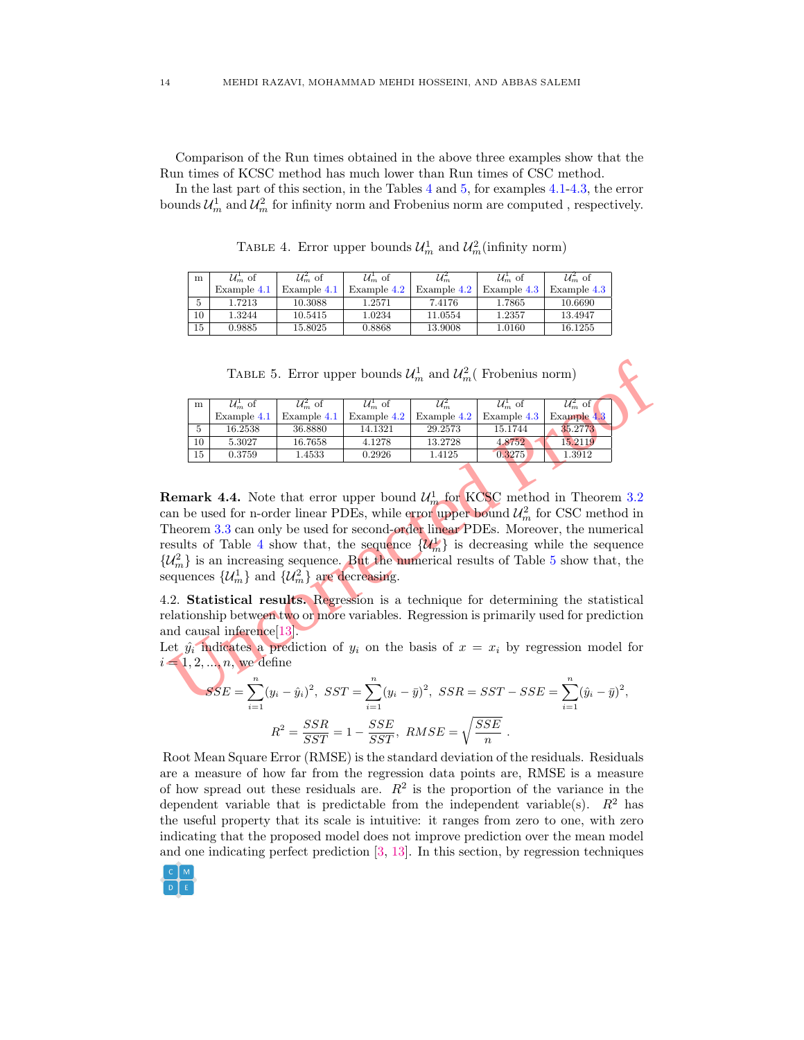Comparison of the Run times obtained in the above three examples show that the Run times of KCSC method has much lower than Run times of CSC method.

In the last part of this section, in the Tables 4 and 5, for examples 4.1-4.3, the error bounds $\mathcal{U}_m^1$ and $\mathcal{U}_m^2$ for infinity norm and Frobenius norm are computed , respectively.

TABLE 4. Error upper bounds $\mathcal{U}_m^1$ and $\mathcal{U}_m^2$(infinity norm)

| m | $\mathcal{U}_m^1$ of Example 4.1 | $\mathcal{U}_m^2$ of Example 4.1 | $\mathcal{U}_m^1$ of Example 4.2 | $\mathcal{U}_m^2$ of Example 4.2 | $\mathcal{U}_m^1$ of Example 4.3 | $\mathcal{U}_m^2$ of Example 4.3 |
|---|---|---|---|---|---|---|
| 5 | 1.7213 | 10.3088 | 1.2571 | 7.4176 | 1.7865 | 10.6690 |
| 10 | 1.3244 | 10.5415 | 1.0234 | 11.0554 | 1.2357 | 13.4947 |
| 15 | 0.9885 | 15.8025 | 0.8868 | 13.9008 | 1.0160 | 16.1255 |

TABLE 5. Error upper bounds $\mathcal{U}_m^1$ and $\mathcal{U}_m^2$( Frobenius norm)

| m | $\mathcal{U}_m^1$ of Example 4.1 | $\mathcal{U}_m^2$ of Example 4.1 | $\mathcal{U}_m^1$ of Example 4.2 | $\mathcal{U}_m^2$ of Example 4.2 | $\mathcal{U}_m^1$ of Example 4.3 | $\mathcal{U}_m^2$ of Example 4.3 |
|---|---|---|---|---|---|---|
| 5 | 16.2538 | 36.8880 | 14.1321 | 29.2573 | 15.1744 | 35.2773 |
| 10 | 5.3027 | 16.7658 | 4.1278 | 13.2728 | 4.8752 | 15.2119 |
| 15 | 0.3759 | 1.4533 | 0.2926 | 1.4125 | 0.3275 | 1.3912 |

**Remark 4.4.** Note that error upper bound $\mathcal{U}_m^1$ for KCSC method in Theorem 3.2 can be used for n-order linear PDEs, while error upper bound $\mathcal{U}_m^2$ for CSC method in Theorem 3.3 can only be used for second-order linear PDEs. Moreover, the numerical results of Table 4 show that, the sequence $\{\mathcal{U}_m^1\}$ is decreasing while the sequence $\{\mathcal{U}_m^2\}$ is an increasing sequence. But the numerical results of Table 5 show that, the sequences $\{\mathcal{U}_m^1\}$ and $\{\mathcal{U}_m^2\}$ are decreasing.

4.2. **Statistical results.** Regression is a technique for determining the statistical relationship between two or more variables. Regression is primarily used for prediction and causal inference[13].

Let $\hat{y}_i$ indicates a prediction of $y_i$ on the basis of $x = x_i$ by regression model for $i = 1, 2, ..., n$, we define

$$SSE = \sum_{i=1}^{n}(y_i - \hat{y}_i)^2,\ SST = \sum_{i=1}^{n}(y_i - \bar{y})^2,\ SSR = SST - SSE = \sum_{i=1}^{n}(\hat{y}_i - \bar{y})^2,$$

$$R^2 = \frac{SSR}{SST} = 1 - \frac{SSE}{SST},\ RMSE = \sqrt{\frac{SSE}{n}}\ .$$

Root Mean Square Error (RMSE) is the standard deviation of the residuals. Residuals are a measure of how far from the regression data points are, RMSE is a measure of how spread out these residuals are. $R^2$ is the proportion of the variance in the dependent variable that is predictable from the independent variable(s). $R^2$ has the useful property that its scale is intuitive: it ranges from zero to one, with zero indicating that the proposed model does not improve prediction over the mean model and one indicating perfect prediction [3, 13]. In this section, by regression techniques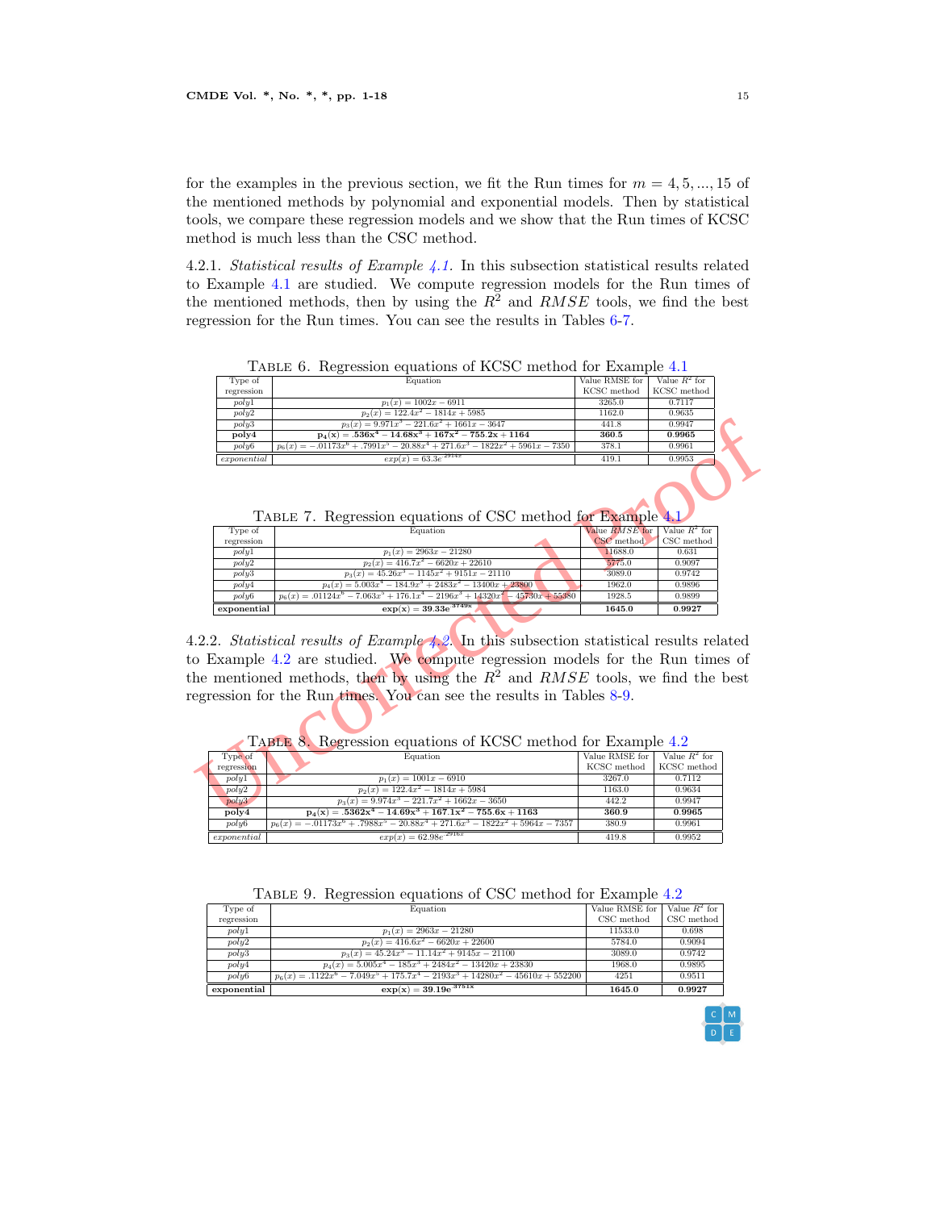for the examples in the previous section, we fit the Run times for $m = 4, 5, ..., 15$ of the mentioned methods by polynomial and exponential models. Then by statistical tools, we compare these regression models and we show that the Run times of KCSC method is much less than the CSC method.

4.2.1. *Statistical results of Example 4.1.* In this subsection statistical results related to Example 4.1 are studied. We compute regression models for the Run times of the mentioned methods, then by using the $R^2$ and $RMSE$ tools, we find the best regression for the Run times. You can see the results in Tables 6-7.

TABLE 6. Regression equations of KCSC method for Example 4.1

| Type of regression | Equation | Value RMSE for KCSC method | Value $R^2$ for KCSC method |
|---|---|---|---|
| *poly1* | $p_1(x) = 1002x - 6911$ | 3265.0 | 0.7117 |
| *poly2* | $p_2(x) = 122.4x^2 - 1814x + 5985$ | 1162.0 | 0.9635 |
| *poly3* | $p_3(x) = 9.971x^3 - 221.6x^2 + 1661x - 3647$ | 441.8 | 0.9947 |
| **poly4** | $\mathbf{p_4(x) = .536x^4 - 14.68x^3 + 167x^2 - 755.2x + 1164}$ | **360.5** | **0.9965** |
| *poly6* | $p_6(x) = -.01173x^6 + .7991x^5 - 20.88x^4 + 271.6x^3 - 1822x^2 + 5961x - 7350$ | 378.1 | 0.9961 |
| *exponential* | $exp(x) = 63.3e^{.2914x}$ | 419.1 | 0.9953 |

TABLE 7. Regression equations of CSC method for Example 4.1

| Type of regression | Equation | Value $RMSE$ for CSC method | Value $R^2$ for CSC method |
|---|---|---|---|
| *poly1* | $p_1(x) = 2963x - 21280$ | 11688.0 | 0.631 |
| *poly2* | $p_2(x) = 416.7x^2 - 6620x + 22610$ | 5775.0 | 0.9097 |
| *poly3* | $p_3(x) = 45.26x^3 - 1145x^2 + 9151x - 21110$ | 3089.0 | 0.9742 |
| *poly4* | $p_4(x) = 5.003x^4 - 184.9x^3 + 2483x^2 - 13400x + 23800$ | 1962.0 | 0.9896 |
| *poly6* | $p_6(x) = .01124x^6 - 7.063x^5 + 176.1x^4 - 2196x^3 + 14320x^2 - 45730x + 55380$ | 1928.5 | 0.9899 |
| **exponential** | $\mathbf{exp(x) = 39.33e^{.3749x}}$ | **1645.0** | **0.9927** |

4.2.2. *Statistical results of Example 4.2.* In this subsection statistical results related to Example 4.2 are studied. We compute regression models for the Run times of the mentioned methods, then by using the $R^2$ and $RMSE$ tools, we find the best regression for the Run times. You can see the results in Tables 8-9.

TABLE 8. Regression equations of KCSC method for Example 4.2

| Type of regression | Equation | Value RMSE for KCSC method | Value $R^2$ for KCSC method |
|---|---|---|---|
| *poly1* | $p_1(x) = 1001x - 6910$ | 3267.0 | 0.7112 |
| *poly2* | $p_2(x) = 122.4x^2 - 1814x + 5984$ | 1163.0 | 0.9634 |
| *poly3* | $p_3(x) = 9.974x^3 - 221.7x^2 + 1662x - 3650$ | 442.2 | 0.9947 |
| **poly4** | $\mathbf{p_4(x) = .5362x^4 - 14.69x^3 + 167.1x^2 - 755.6x + 1163}$ | **360.9** | **0.9965** |
| *poly6* | $p_6(x) = -.01173x^6 + .7988x^5 - 20.88x^4 + 271.6x^3 - 1822x^2 + 5964x - 7357$ | 380.9 | 0.9961 |
| *exponential* | $exp(x) = 62.98e^{.2916x}$ | 419.8 | 0.9952 |

TABLE 9. Regression equations of CSC method for Example 4.2

| Type of regression | Equation | Value RMSE for CSC method | Value $R^2$ for CSC method |
|---|---|---|---|
| *poly1* | $p_1(x) = 2963x - 21280$ | 11533.0 | 0.698 |
| *poly2* | $p_2(x) = 416.6x^2 - 6620x + 22600$ | 5784.0 | 0.9094 |
| *poly3* | $p_3(x) = 45.24x^3 - 11.14x^2 + 9145x - 21100$ | 3089.0 | 0.9742 |
| *poly4* | $p_4(x) = 5.005x^4 - 185x^3 + 2484x^2 - 13420x + 23830$ | 1968.0 | 0.9895 |
| *poly6* | $p_6(x) = .1122x^6 - 7.049x^5 + 175.7x^4 - 2193x^3 + 14280x^2 - 45610x + 552200$ | 4251 | 0.9511 |
| **exponential** | $\mathbf{exp(x) = 39.19e^{.3751x}}$ | **1645.0** | **0.9927** |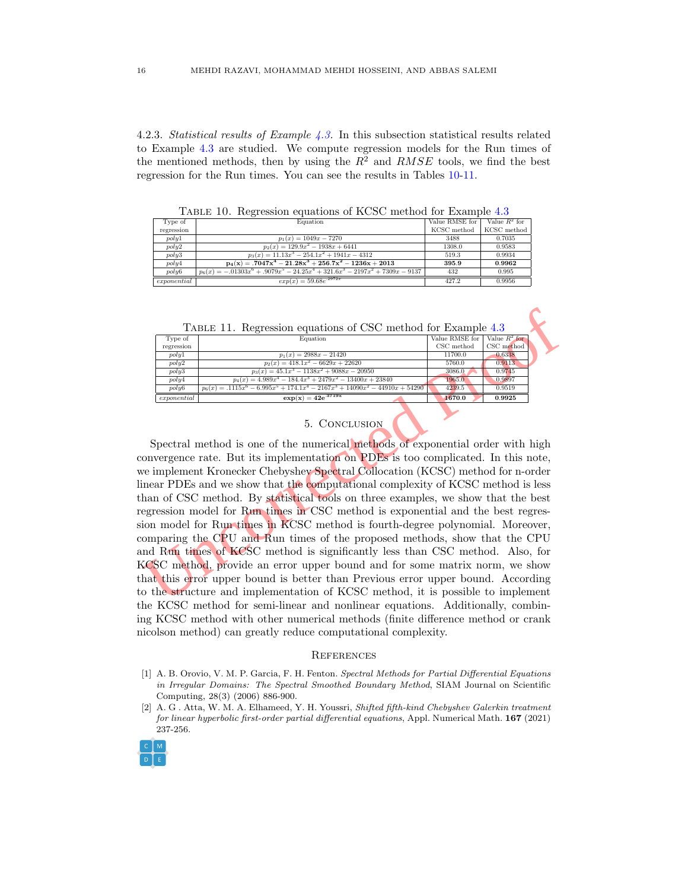4.2.3. *Statistical results of Example 4.3.* In this subsection statistical results related to Example 4.3 are studied. We compute regression models for the Run times of the mentioned methods, then by using the $R^2$ and $RMSE$ tools, we find the best regression for the Run times. You can see the results in Tables 10-11.

Table 10. Regression equations of KCSC method for Example 4.3

| Type of regression | Equation | Value RMSE for KCSC method | Value $R^2$ for KCSC method |
|---|---|---|---|
| *poly*1 | $p_1(x) = 1049x - 7270$ | 3488 | 0.7035 |
| *poly*2 | $p_2(x) = 129.9x^2 - 1938x + 6441$ | 1308.0 | 0.9583 |
| *poly*3 | $p_3(x) = 11.13x^3 - 254.1x^2 + 1941x - 4312$ | 519.3 | 0.9934 |
| *poly*4 | $\mathbf{p_4(x) = .7047x^4 - 21.28x^3 + 256.7x^2 - 1236x + 2013}$ | **395.9** | **0.9962** |
| *poly*6 | $p_6(x) = -.01303x^6 + .9079x^5 - 24.25x^4 + 321.6x^3 - 2197x^2 + 7309x - 9137$ | 432 | 0.995 |
| *exponential* | $exp(x) = 59.68e^{.2972x}$ | 427.2 | 0.9956 |

Table 11. Regression equations of CSC method for Example 4.3

| Type of regression | Equation | Value RMSE for CSC method | Value $R^2$ for CSC method |
|---|---|---|---|
| *poly*1 | $p_1(x) = 2988x - 21420$ | 11700.0 | 0.6338 |
| *poly*2 | $p_2(x) = 418.1x^2 - 6629x + 22620$ | 5760.0 | 0.9113 |
| *poly*3 | $p_3(x) = 45.1x^3 - 1138x^2 + 9088x - 20950$ | 3086.0 | 0.9745 |
| *poly*4 | $p_4(x) = 4.989x^4 - 184.4x^3 + 2479x^2 - 13400x + 23840$ | 1965.0 | 0.9897 |
| *poly*6 | $p_6(x) = .1115x^6 - 6.995x^5 + 174.1x^4 - 2167x^3 + 14090x^2 - 44910x + 54290$ | 4239.5 | 0.9519 |
| *exponential* | $\mathbf{exp(x) = 42e^{.3719x}}$ | **1670.0** | **0.9925** |

## 5. Conclusion

Spectral method is one of the numerical methods of exponential order with high convergence rate. But its implementation on PDEs is too complicated. In this note, we implement Kronecker Chebyshev Spectral Collocation (KCSC) method for n-order linear PDEs and we show that the computational complexity of KCSC method is less than of CSC method. By statistical tools on three examples, we show that the best regression model for Run times in CSC method is exponential and the best regression model for Run times in KCSC method is fourth-degree polynomial. Moreover, comparing the CPU and Run times of the proposed methods, show that the CPU and Run times of KCSC method is significantly less than CSC method. Also, for KCSC method, provide an error upper bound and for some matrix norm, we show that this error upper bound is better than Previous error upper bound. According to the structure and implementation of KCSC method, it is possible to implement the KCSC method for semi-linear and nonlinear equations. Additionally, combining KCSC method with other numerical methods (finite difference method or crank nicolson method) can greatly reduce computational complexity.

## References

[1] A. B. Orovio, V. M. P. Garcia, F. H. Fenton. *Spectral Methods for Partial Differential Equations in Irregular Domains: The Spectral Smoothed Boundary Method*, SIAM Journal on Scientific Computing, 28(3) (2006) 886-900.

[2] A. G . Atta, W. M. A. Elhameed, Y. H. Youssri, *Shifted fifth-kind Chebyshev Galerkin treatment for linear hyperbolic first-order partial differential equations*, Appl. Numerical Math. **167** (2021) 237-256.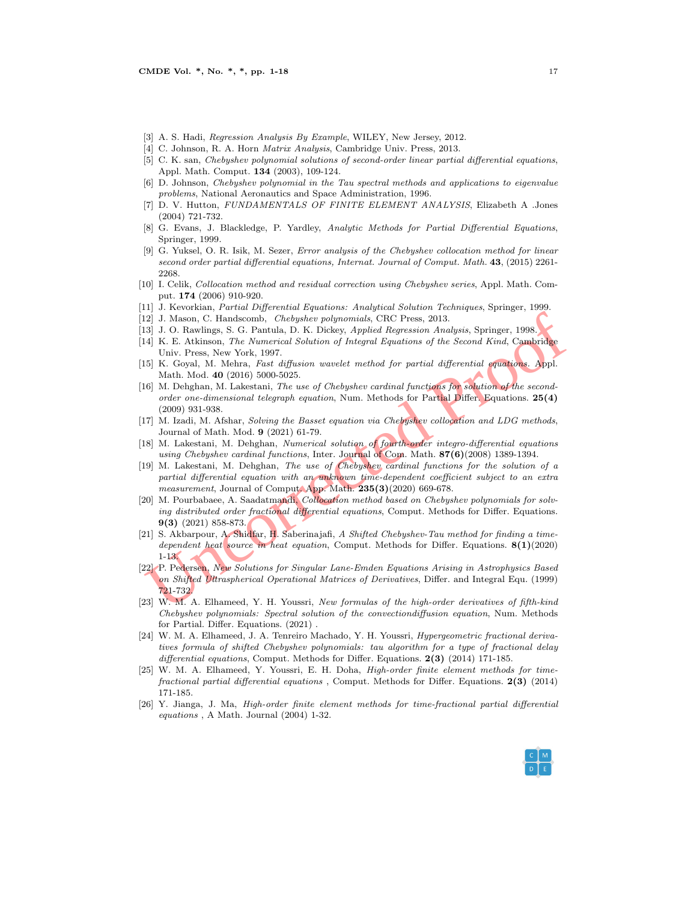[3] A. S. Hadi, *Regression Analysis By Example*, WILEY, New Jersey, 2012.

[4] C. Johnson, R. A. Horn *Matrix Analysis*, Cambridge Univ. Press, 2013.

[5] C. K. san, *Chebyshev polynomial solutions of second-order linear partial differential equations*, Appl. Math. Comput. **134** (2003), 109-124.

[6] D. Johnson, *Chebyshev polynomial in the Tau spectral methods and applications to eigenvalue problems*, National Aeronautics and Space Administration, 1996.

[7] D. V. Hutton, *FUNDAMENTALS OF FINITE ELEMENT ANALYSIS*, Elizabeth A .Jones (2004) 721-732.

[8] G. Evans, J. Blackledge, P. Yardley, *Analytic Methods for Partial Differential Equations*, Springer, 1999.

[9] G. Yuksel, O. R. Isik, M. Sezer, *Error analysis of the Chebyshev collocation method for linear second order partial differential equations, Internat. Journal of Comput. Math.* **43**, (2015) 2261-2268.

[10] I. Celik, *Collocation method and residual correction using Chebyshev series*, Appl. Math. Comput. **174** (2006) 910-920.

[11] J. Kevorkian, *Partial Differential Equations: Analytical Solution Techniques*, Springer, 1999.

[12] J. Mason, C. Handscomb, *Chebyshev polynomials*, CRC Press, 2013.

[13] J. O. Rawlings, S. G. Pantula, D. K. Dickey, *Applied Regression Analysis*, Springer, 1998.

[14] K. E. Atkinson, *The Numerical Solution of Integral Equations of the Second Kind*, Cambridge Univ. Press, New York, 1997.

[15] K. Goyal, M. Mehra, *Fast diffusion wavelet method for partial differential equations*. Appl. Math. Mod. **40** (2016) 5000-5025.

[16] M. Dehghan, M. Lakestani, *The use of Chebyshev cardinal functions for solution of the second-order one-dimensional telegraph equation*, Num. Methods for Partial Differ. Equations. **25(4)** (2009) 931-938.

[17] M. Izadi, M. Afshar, *Solving the Basset equation via Chebyshev collocation and LDG methods*, Journal of Math. Mod. **9** (2021) 61-79.

[18] M. Lakestani, M. Dehghan, *Numerical solution of fourth-order integro-differential equations using Chebyshev cardinal functions*, Inter. Journal of Com. Math. **87(6)**(2008) 1389-1394.

[19] M. Lakestani, M. Dehghan, *The use of Chebyshev cardinal functions for the solution of a partial differential equation with an unknown time-dependent coefficient subject to an extra measurement*, Journal of Comput. App. Math. **235(3)**(2020) 669-678.

[20] M. Pourbabaee, A. Saadatmandi, *Collocation method based on Chebyshev polynomials for solving distributed order fractional differential equations*, Comput. Methods for Differ. Equations. **9(3)** (2021) 858-873.

[21] S. Akbarpour, A. Shidfar, H. Saberinajafi, *A Shifted Chebyshev-Tau method for finding a time-dependent heat source in heat equation*, Comput. Methods for Differ. Equations. **8(1)**(2020) 1-13.

[22] P. Pedersen, *New Solutions for Singular Lane-Emden Equations Arising in Astrophysics Based on Shifted Ultraspherical Operational Matrices of Derivatives*, Differ. and Integral Equ. (1999) 721-732.

[23] W. M. A. Elhameed, Y. H. Youssri, *New formulas of the high-order derivatives of fifth-kind Chebyshev polynomials: Spectral solution of the convectiondiffusion equation*, Num. Methods for Partial. Differ. Equations. (2021) .

[24] W. M. A. Elhameed, J. A. Tenreiro Machado, Y. H. Youssri, *Hypergeometric fractional derivatives formula of shifted Chebyshev polynomials: tau algorithm for a type of fractional delay differential equations*, Comput. Methods for Differ. Equations. **2(3)** (2014) 171-185.

[25] W. M. A. Elhameed, Y. Youssri, E. H. Doha, *High-order finite element methods for time-fractional partial differential equations* , Comput. Methods for Differ. Equations. **2(3)** (2014) 171-185.

[26] Y. Jianga, J. Ma, *High-order finite element methods for time-fractional partial differential equations* , A Math. Journal (2004) 1-32.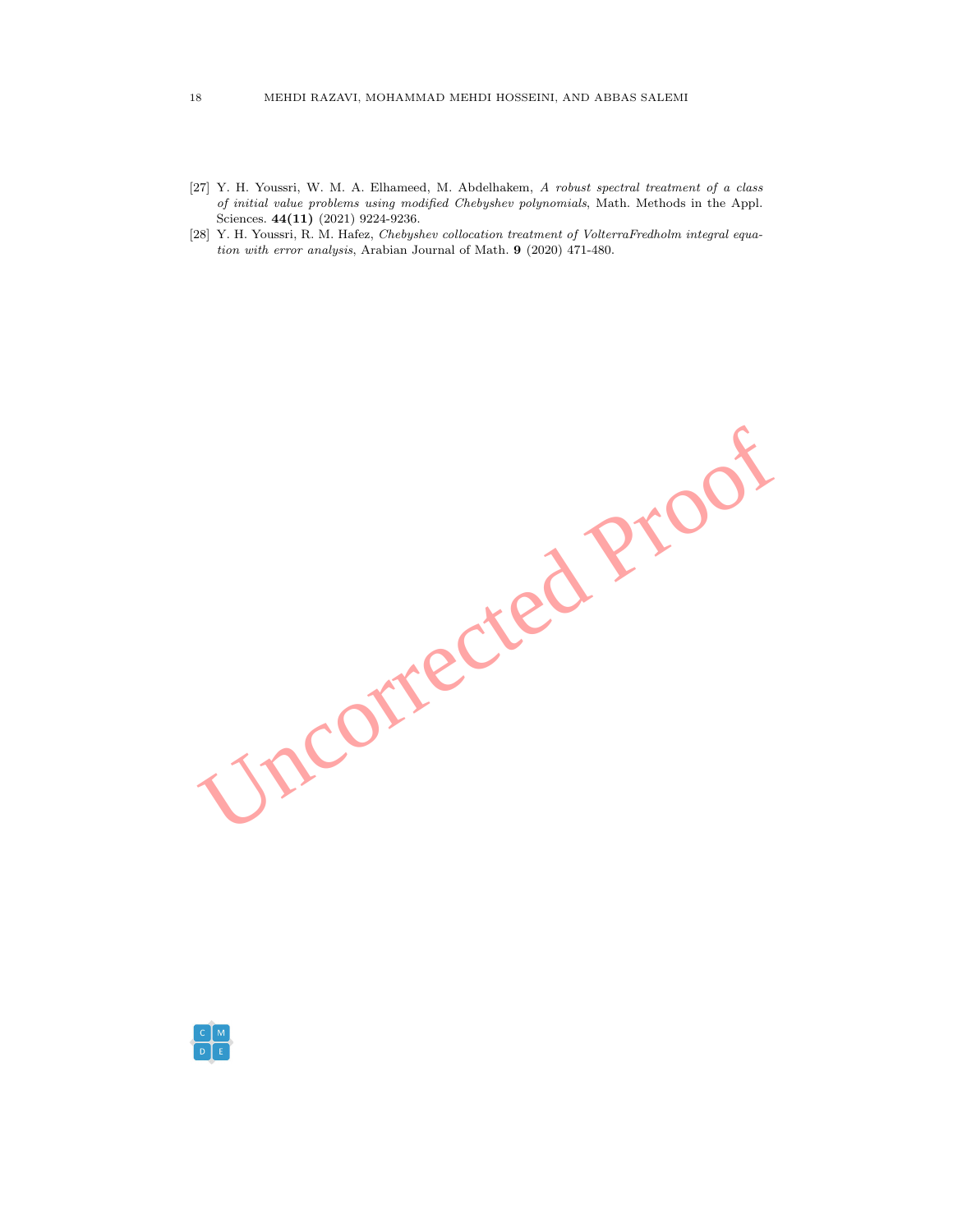[27] Y. H. Youssri, W. M. A. Elhameed, M. Abdelhakem, *A robust spectral treatment of a class of initial value problems using modified Chebyshev polynomials*, Math. Methods in the Appl. Sciences. **44(11)** (2021) 9224-9236.

[28] Y. H. Youssri, R. M. Hafez, *Chebyshev collocation treatment of VolterraFredholm integral equation with error analysis*, Arabian Journal of Math. **9** (2020) 471-480.